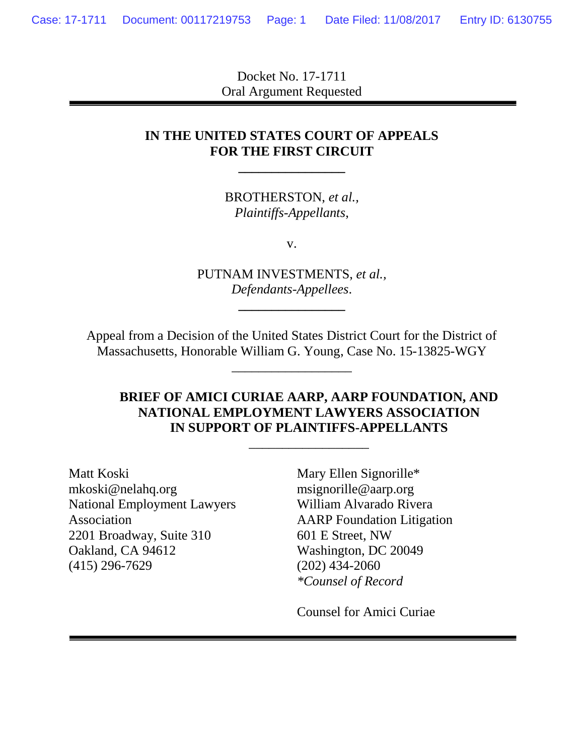Docket No. 17-1711
Oral Argument Requested

**IN THE UNITED STATES COURT OF APPEALS**
**FOR THE FIRST CIRCUIT**

---

BROTHERSTON, *et al.*,
*Plaintiffs-Appellants*,

v.

PUTNAM INVESTMENTS, *et al.*,
*Defendants-Appellees*.

---

Appeal from a Decision of the United States District Court for the District of Massachusetts, Honorable William G. Young, Case No. 15-13825-WGY

---

**BRIEF OF AMICI CURIAE AARP, AARP FOUNDATION, AND NATIONAL EMPLOYMENT LAWYERS ASSOCIATION IN SUPPORT OF PLAINTIFFS-APPELLANTS**

---

Matt Koski
mkoski@nelahq.org
National Employment Lawyers Association
2201 Broadway, Suite 310
Oakland, CA 94612
(415) 296-7629

Mary Ellen Signorille*
msignorille@aarp.org
William Alvarado Rivera
AARP Foundation Litigation
601 E Street, NW
Washington, DC 20049
(202) 434-2060
**Counsel of Record*

Counsel for Amici Curiae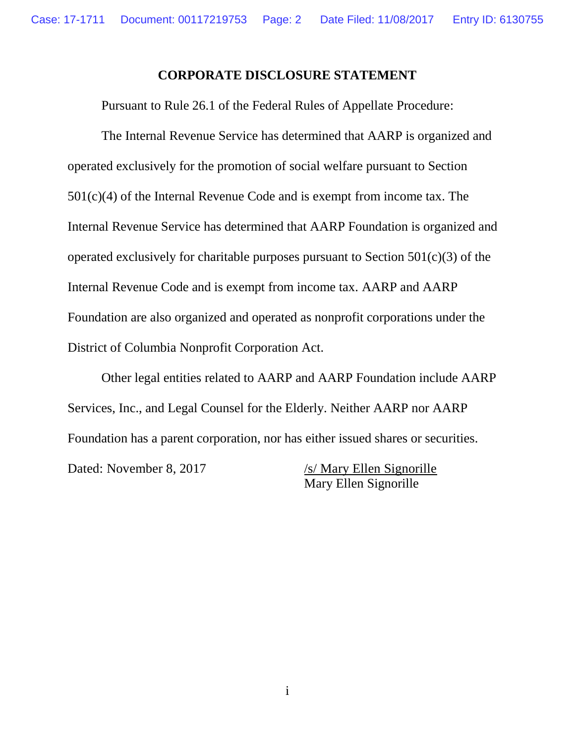## CORPORATE DISCLOSURE STATEMENT

Pursuant to Rule 26.1 of the Federal Rules of Appellate Procedure:

The Internal Revenue Service has determined that AARP is organized and operated exclusively for the promotion of social welfare pursuant to Section 501(c)(4) of the Internal Revenue Code and is exempt from income tax. The Internal Revenue Service has determined that AARP Foundation is organized and operated exclusively for charitable purposes pursuant to Section 501(c)(3) of the Internal Revenue Code and is exempt from income tax. AARP and AARP Foundation are also organized and operated as nonprofit corporations under the District of Columbia Nonprofit Corporation Act.

Other legal entities related to AARP and AARP Foundation include AARP Services, Inc., and Legal Counsel for the Elderly. Neither AARP nor AARP Foundation has a parent corporation, nor has either issued shares or securities.

Dated: November 8, 2017

/s/ Mary Ellen Signorille
Mary Ellen Signorille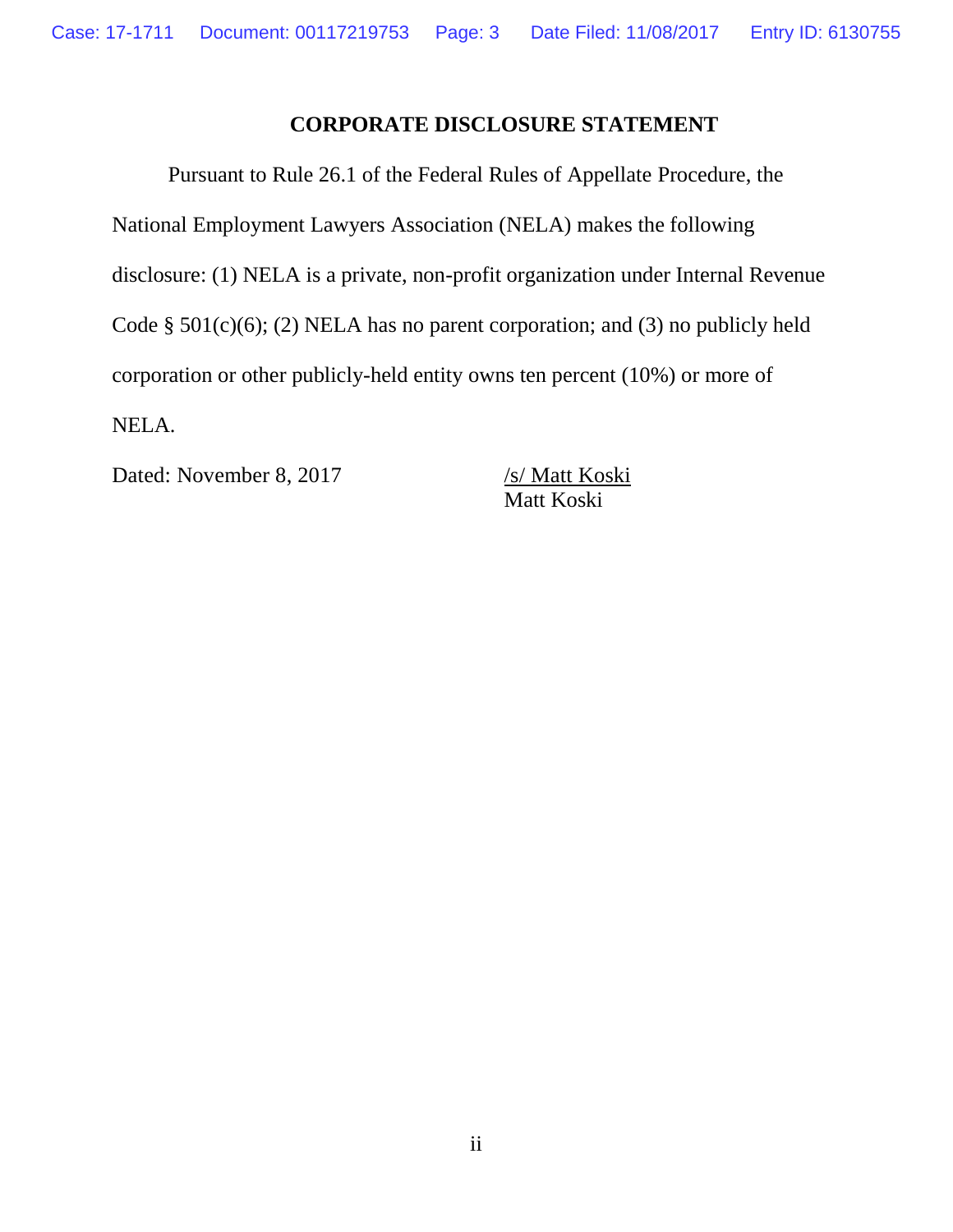## CORPORATE DISCLOSURE STATEMENT

Pursuant to Rule 26.1 of the Federal Rules of Appellate Procedure, the National Employment Lawyers Association (NELA) makes the following disclosure: (1) NELA is a private, non-profit organization under Internal Revenue Code § 501(c)(6); (2) NELA has no parent corporation; and (3) no publicly held corporation or other publicly-held entity owns ten percent (10%) or more of NELA.

Dated: November 8, 2017

/s/ Matt Koski
Matt Koski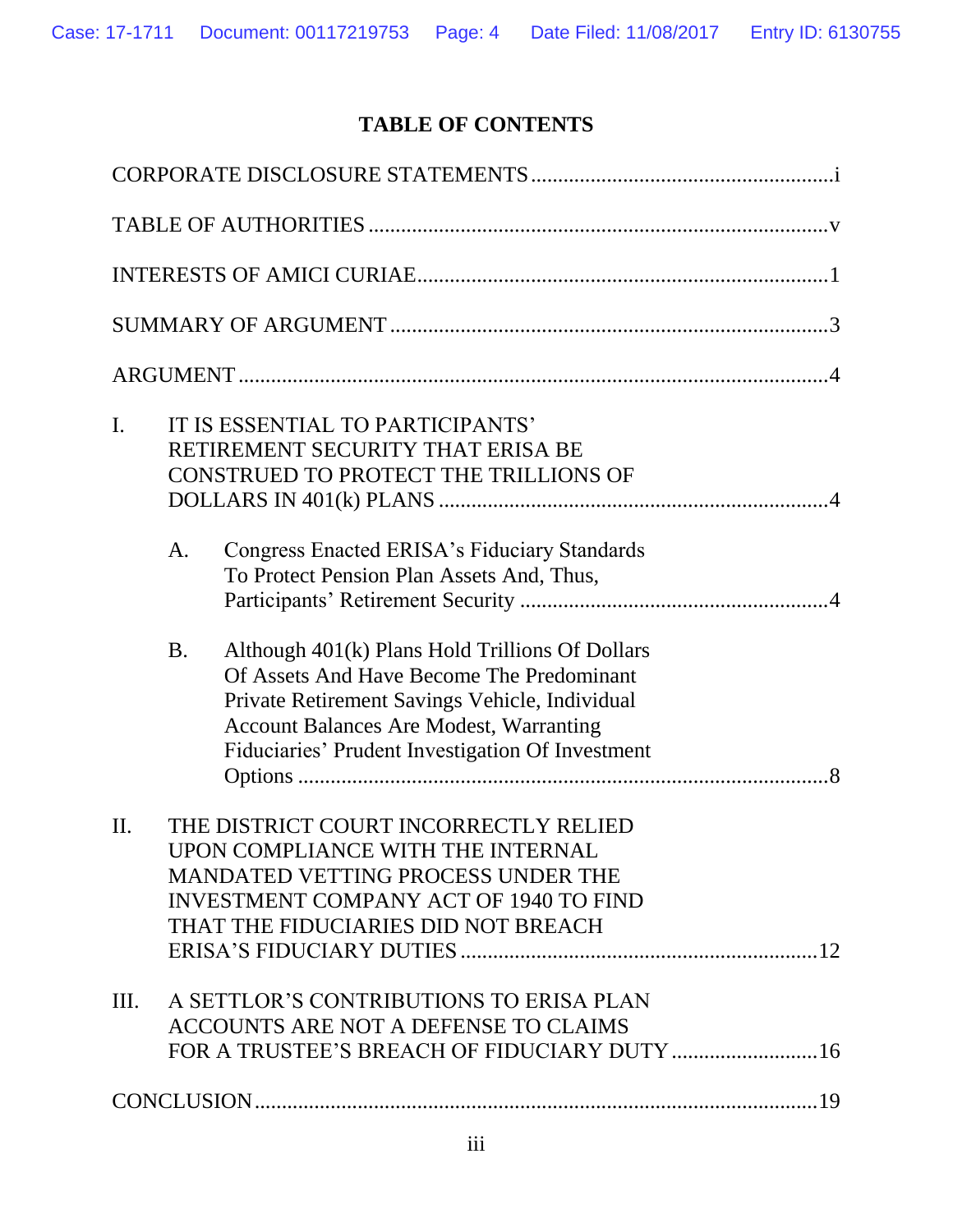# TABLE OF CONTENTS

CORPORATE DISCLOSURE STATEMENTS .......................................................i

TABLE OF AUTHORITIES .....................................................................................v

INTERESTS OF AMICI CURIAE...........................................................................1

SUMMARY OF ARGUMENT ................................................................................3

ARGUMENT ...........................................................................................................4

I. IT IS ESSENTIAL TO PARTICIPANTS' RETIREMENT SECURITY THAT ERISA BE CONSTRUED TO PROTECT THE TRILLIONS OF DOLLARS IN 401(k) PLANS .......................................................................4

   A. Congress Enacted ERISA's Fiduciary Standards To Protect Pension Plan Assets And, Thus, Participants' Retirement Security ........................................................4

   B. Although 401(k) Plans Hold Trillions Of Dollars Of Assets And Have Become The Predominant Private Retirement Savings Vehicle, Individual Account Balances Are Modest, Warranting Fiduciaries' Prudent Investigation Of Investment Options ..................................................................................................8

II. THE DISTRICT COURT INCORRECTLY RELIED UPON COMPLIANCE WITH THE INTERNAL MANDATED VETTING PROCESS UNDER THE INVESTMENT COMPANY ACT OF 1940 TO FIND THAT THE FIDUCIARIES DID NOT BREACH ERISA'S FIDUCIARY DUTIES .................................................................12

III. A SETTLOR'S CONTRIBUTIONS TO ERISA PLAN ACCOUNTS ARE NOT A DEFENSE TO CLAIMS FOR A TRUSTEE'S BREACH OF FIDUCIARY DUTY ...........................16

CONCLUSION.......................................................................................................19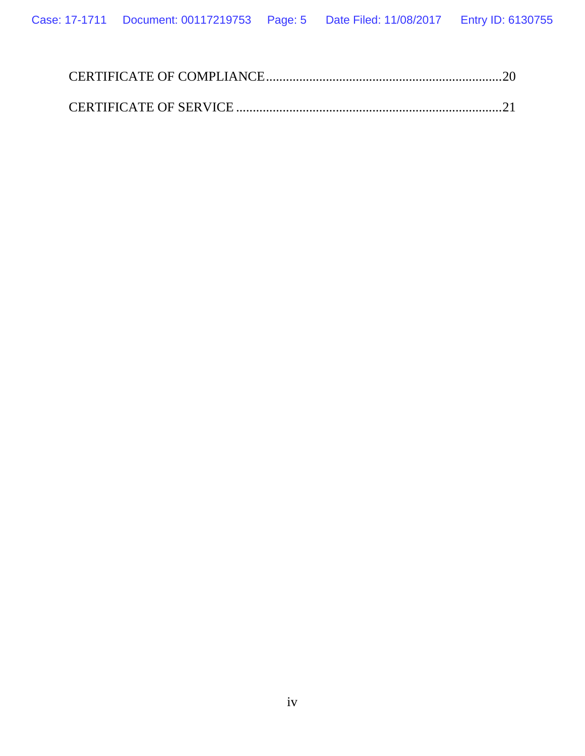CERTIFICATE OF COMPLIANCE.......................................................................20

CERTIFICATE OF SERVICE ...............................................................................21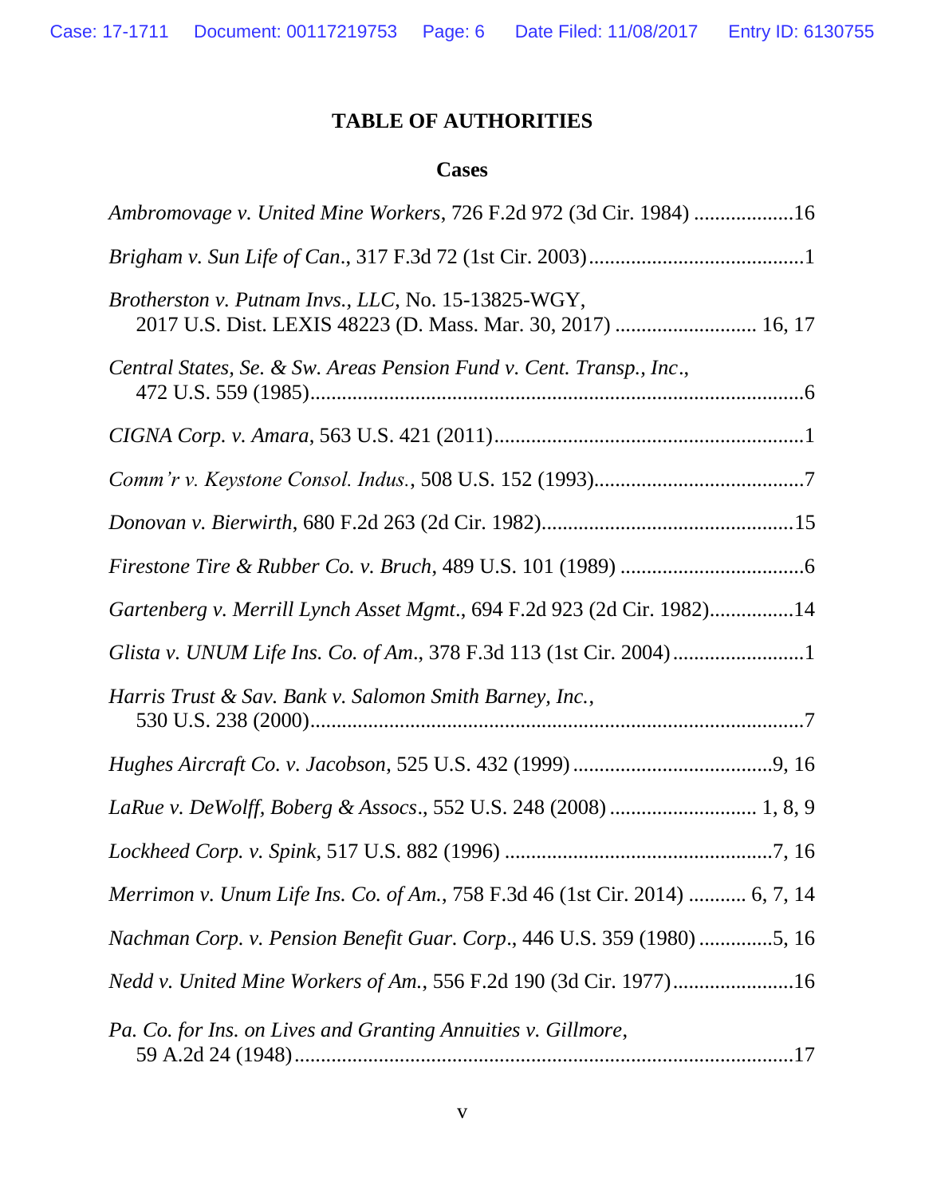# TABLE OF AUTHORITIES

## Cases

*Ambromovage v. United Mine Workers*, 726 F.2d 972 (3d Cir. 1984) ..................16

*Brigham v. Sun Life of Can.*, 317 F.3d 72 (1st Cir. 2003).........................................1

*Brotherston v. Putnam Invs., LLC*, No. 15-13825-WGY,
2017 U.S. Dist. LEXIS 48223 (D. Mass. Mar. 30, 2017) .......................... 16, 17

*Central States, Se. & Sw. Areas Pension Fund v. Cent. Transp., Inc.*,
472 U.S. 559 (1985)............................................................................................6

*CIGNA Corp. v. Amara*, 563 U.S. 421 (2011)..........................................................1

*Comm'r v. Keystone Consol. Indus.*, 508 U.S. 152 (1993)........................................7

*Donovan v. Bierwirth*, 680 F.2d 263 (2d Cir. 1982)................................................15

*Firestone Tire & Rubber Co. v. Bruch*, 489 U.S. 101 (1989) ..................................6

*Gartenberg v. Merrill Lynch Asset Mgmt.*, 694 F.2d 923 (2d Cir. 1982)................14

*Glista v. UNUM Life Ins. Co. of Am.*, 378 F.3d 113 (1st Cir. 2004).........................1

*Harris Trust & Sav. Bank v. Salomon Smith Barney, Inc.*,
530 U.S. 238 (2000)............................................................................................7

*Hughes Aircraft Co. v. Jacobson*, 525 U.S. 432 (1999) ......................................9, 16

*LaRue v. DeWolff, Boberg & Assocs.*, 552 U.S. 248 (2008) ........................... 1, 8, 9

*Lockheed Corp. v. Spink*, 517 U.S. 882 (1996) ...................................................7, 16

*Merrimon v. Unum Life Ins. Co. of Am.*, 758 F.3d 46 (1st Cir. 2014) ........... 6, 7, 14

*Nachman Corp. v. Pension Benefit Guar. Corp.*, 446 U.S. 359 (1980) .............5, 16

*Nedd v. United Mine Workers of Am.*, 556 F.2d 190 (3d Cir. 1977).......................16

*Pa. Co. for Ins. on Lives and Granting Annuities v. Gillmore*,
59 A.2d 24 (1948)..............................................................................................17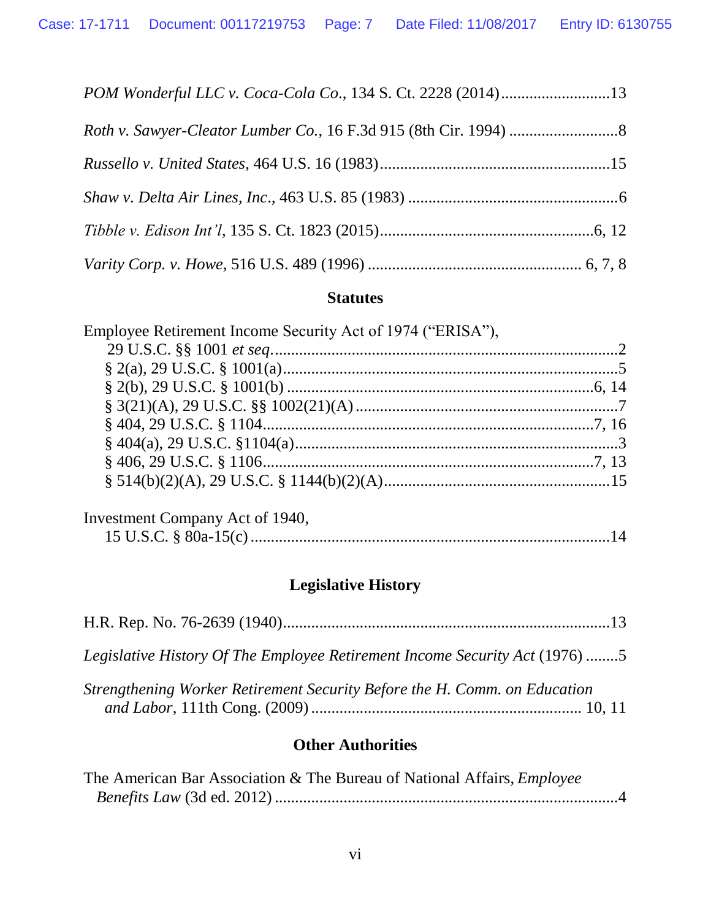*POM Wonderful LLC v. Coca-Cola Co.*, 134 S. Ct. 2228 (2014)..........................13

*Roth v. Sawyer-Cleator Lumber Co.*, 16 F.3d 915 (8th Cir. 1994) ..........................8

*Russello v. United States*, 464 U.S. 16 (1983)........................................................15

*Shaw v. Delta Air Lines, Inc.*, 463 U.S. 85 (1983) ...................................................6

*Tibble v. Edison Int'l*, 135 S. Ct. 1823 (2015)....................................................6, 12

*Varity Corp. v. Howe*, 516 U.S. 489 (1996) .................................................... 6, 7, 8

## Statutes

Employee Retirement Income Security Act of 1974 ("ERISA"),
  29 U.S.C. §§ 1001 *et seq*.....................................................................................2
  § 2(a), 29 U.S.C. § 1001(a)...................................................................................5
  § 2(b), 29 U.S.C. § 1001(b) ..............................................................................6, 14
  § 3(21)(A), 29 U.S.C. §§ 1002(21)(A) ..................................................................7
  § 404, 29 U.S.C. § 1104....................................................................................7, 16
  § 404(a), 29 U.S.C. §1104(a)..................................................................................3
  § 406, 29 U.S.C. § 1106....................................................................................7, 13
  § 514(b)(2)(A), 29 U.S.C. § 1144(b)(2)(A).........................................................15

Investment Company Act of 1940,
  15 U.S.C. § 80a-15(c) ..........................................................................................14

## Legislative History

H.R. Rep. No. 76-2639 (1940)..................................................................................13

*Legislative History Of The Employee Retirement Income Security Act* (1976) ........5

*Strengthening Worker Retirement Security Before the H. Comm. on Education and Labor*, 111th Cong. (2009) ................................................................. 10, 11

## Other Authorities

The American Bar Association & The Bureau of National Affairs, *Employee Benefits Law* (3d ed. 2012) ...................................................................................4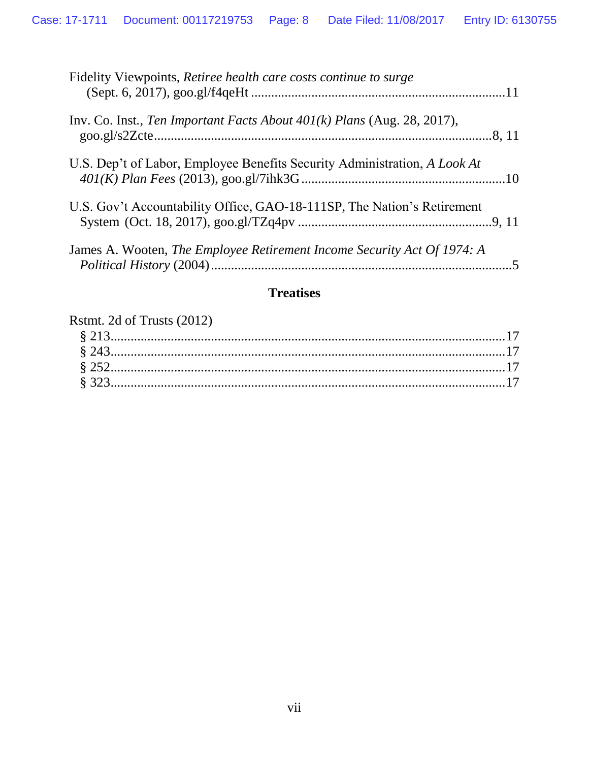Fidelity Viewpoints, *Retiree health care costs continue to surge* (Sept. 6, 2017), goo.gl/f4qeHt ..........................................................................11

Inv. Co. Inst., *Ten Important Facts About 401(k) Plans* (Aug. 28, 2017), goo.gl/s2Zcte..................................................................................................8, 11

U.S. Dep't of Labor, Employee Benefits Security Administration, *A Look At 401(K) Plan Fees* (2013), goo.gl/7ihk3G............................................................10

U.S. Gov't Accountability Office, GAO-18-111SP, The Nation's Retirement System (Oct. 18, 2017), goo.gl/TZq4pv ..........................................................9, 11

James A. Wooten, *The Employee Retirement Income Security Act Of 1974: A Political History* (2004)........................................................................................5

## Treatises

Rstmt. 2d of Trusts (2012)

- § 213......................................................................................................................17
- § 243......................................................................................................................17
- § 252......................................................................................................................17
- § 323......................................................................................................................17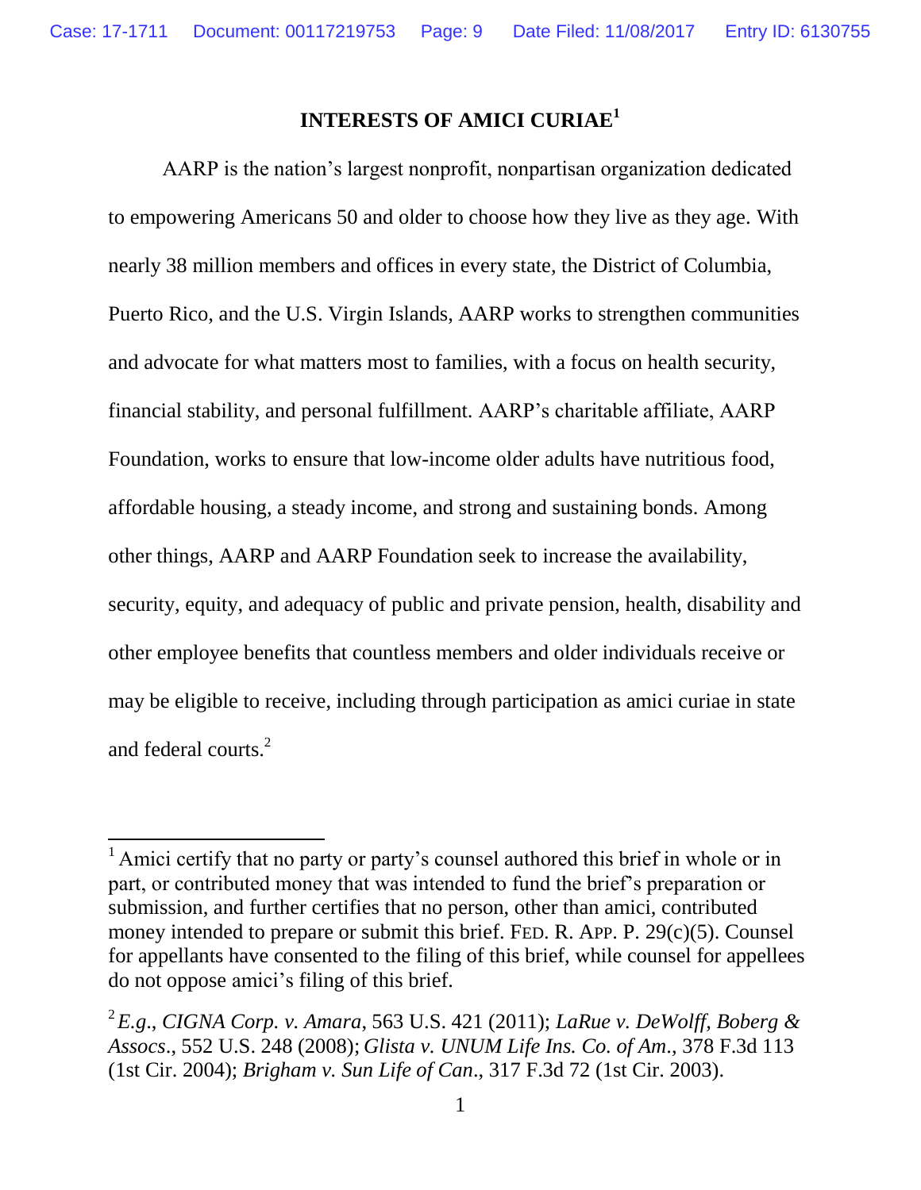## INTERESTS OF AMICI CURIAE[1]

AARP is the nation's largest nonprofit, nonpartisan organization dedicated to empowering Americans 50 and older to choose how they live as they age. With nearly 38 million members and offices in every state, the District of Columbia, Puerto Rico, and the U.S. Virgin Islands, AARP works to strengthen communities and advocate for what matters most to families, with a focus on health security, financial stability, and personal fulfillment. AARP's charitable affiliate, AARP Foundation, works to ensure that low-income older adults have nutritious food, affordable housing, a steady income, and strong and sustaining bonds. Among other things, AARP and AARP Foundation seek to increase the availability, security, equity, and adequacy of public and private pension, health, disability and other employee benefits that countless members and older individuals receive or may be eligible to receive, including through participation as amici curiae in state and federal courts.[2]

---

[1] Amici certify that no party or party's counsel authored this brief in whole or in part, or contributed money that was intended to fund the brief's preparation or submission, and further certifies that no person, other than amici, contributed money intended to prepare or submit this brief. FED. R. APP. P. 29(c)(5). Counsel for appellants have consented to the filing of this brief, while counsel for appellees do not oppose amici's filing of this brief.

[2] *E.g.*, *CIGNA Corp. v. Amara*, 563 U.S. 421 (2011); *LaRue v. DeWolff, Boberg & Assocs*., 552 U.S. 248 (2008); *Glista v. UNUM Life Ins. Co. of Am*., 378 F.3d 113 (1st Cir. 2004); *Brigham v. Sun Life of Can*., 317 F.3d 72 (1st Cir. 2003).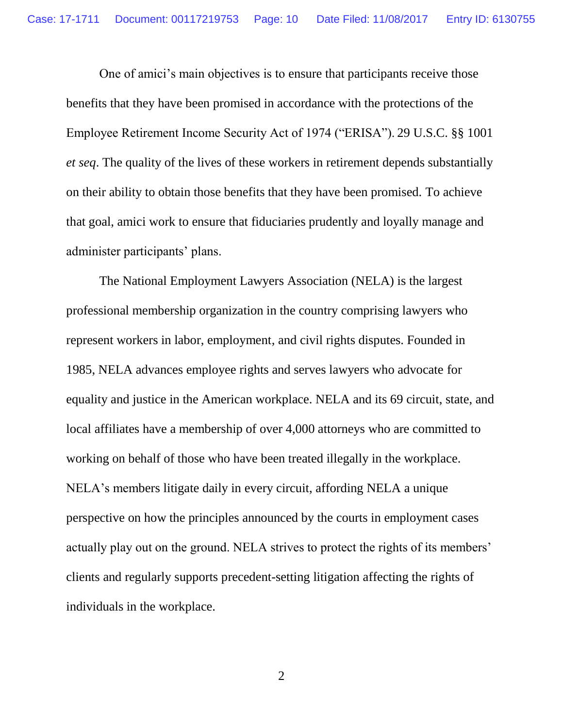One of amici's main objectives is to ensure that participants receive those benefits that they have been promised in accordance with the protections of the Employee Retirement Income Security Act of 1974 ("ERISA"). 29 U.S.C. §§ 1001 *et seq*. The quality of the lives of these workers in retirement depends substantially on their ability to obtain those benefits that they have been promised. To achieve that goal, amici work to ensure that fiduciaries prudently and loyally manage and administer participants' plans.

The National Employment Lawyers Association (NELA) is the largest professional membership organization in the country comprising lawyers who represent workers in labor, employment, and civil rights disputes. Founded in 1985, NELA advances employee rights and serves lawyers who advocate for equality and justice in the American workplace. NELA and its 69 circuit, state, and local affiliates have a membership of over 4,000 attorneys who are committed to working on behalf of those who have been treated illegally in the workplace. NELA's members litigate daily in every circuit, affording NELA a unique perspective on how the principles announced by the courts in employment cases actually play out on the ground. NELA strives to protect the rights of its members' clients and regularly supports precedent-setting litigation affecting the rights of individuals in the workplace.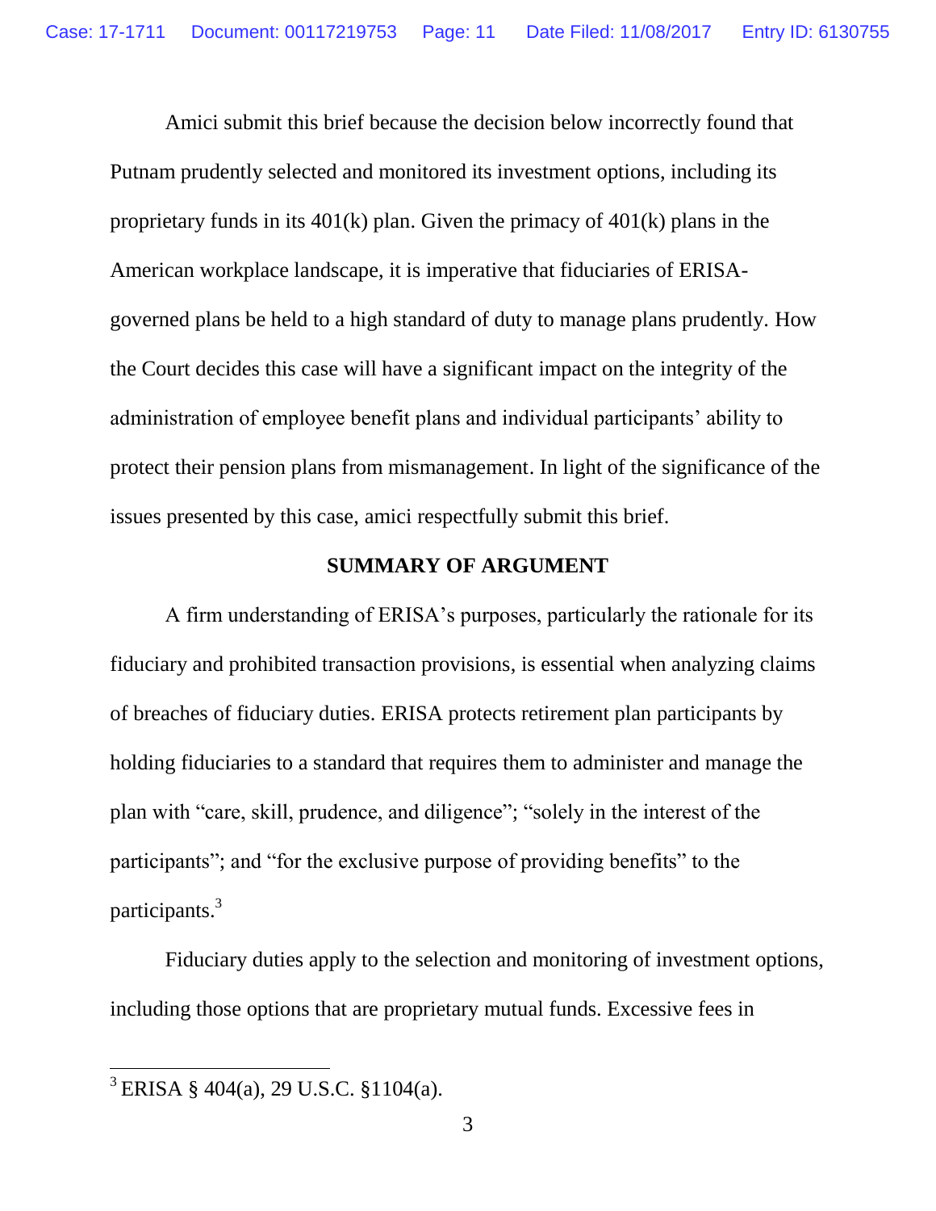Amici submit this brief because the decision below incorrectly found that Putnam prudently selected and monitored its investment options, including its proprietary funds in its 401(k) plan. Given the primacy of 401(k) plans in the American workplace landscape, it is imperative that fiduciaries of ERISA-governed plans be held to a high standard of duty to manage plans prudently. How the Court decides this case will have a significant impact on the integrity of the administration of employee benefit plans and individual participants' ability to protect their pension plans from mismanagement. In light of the significance of the issues presented by this case, amici respectfully submit this brief.

## SUMMARY OF ARGUMENT

A firm understanding of ERISA's purposes, particularly the rationale for its fiduciary and prohibited transaction provisions, is essential when analyzing claims of breaches of fiduciary duties. ERISA protects retirement plan participants by holding fiduciaries to a standard that requires them to administer and manage the plan with "care, skill, prudence, and diligence"; "solely in the interest of the participants"; and "for the exclusive purpose of providing benefits" to the participants.[3]

Fiduciary duties apply to the selection and monitoring of investment options, including those options that are proprietary mutual funds. Excessive fees in

---

[3] ERISA § 404(a), 29 U.S.C. §1104(a).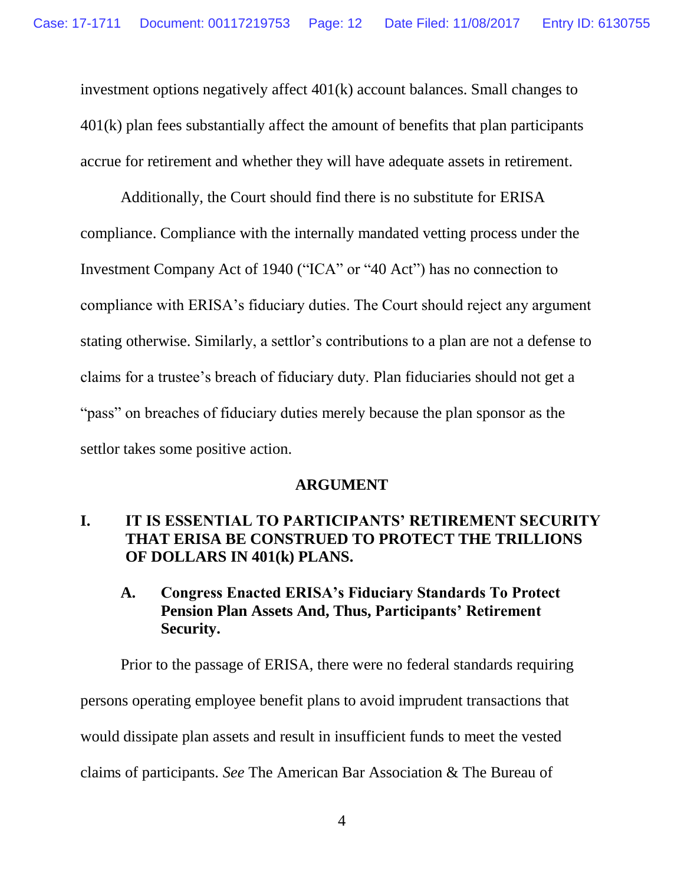investment options negatively affect 401(k) account balances. Small changes to 401(k) plan fees substantially affect the amount of benefits that plan participants accrue for retirement and whether they will have adequate assets in retirement.

Additionally, the Court should find there is no substitute for ERISA compliance. Compliance with the internally mandated vetting process under the Investment Company Act of 1940 ("ICA" or "40 Act") has no connection to compliance with ERISA's fiduciary duties. The Court should reject any argument stating otherwise. Similarly, a settlor's contributions to a plan are not a defense to claims for a trustee's breach of fiduciary duty. Plan fiduciaries should not get a "pass" on breaches of fiduciary duties merely because the plan sponsor as the settlor takes some positive action.

## ARGUMENT

### I. IT IS ESSENTIAL TO PARTICIPANTS' RETIREMENT SECURITY THAT ERISA BE CONSTRUED TO PROTECT THE TRILLIONS OF DOLLARS IN 401(k) PLANS.

#### A. Congress Enacted ERISA's Fiduciary Standards To Protect Pension Plan Assets And, Thus, Participants' Retirement Security.

Prior to the passage of ERISA, there were no federal standards requiring persons operating employee benefit plans to avoid imprudent transactions that would dissipate plan assets and result in insufficient funds to meet the vested claims of participants. *See* The American Bar Association & The Bureau of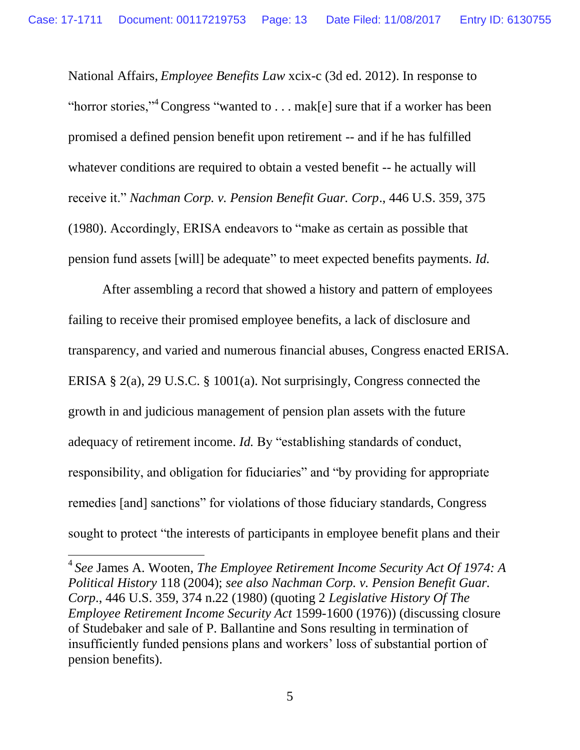National Affairs, *Employee Benefits Law* xcix-c (3d ed. 2012). In response to "horror stories,"[4] Congress "wanted to . . . mak[e] sure that if a worker has been promised a defined pension benefit upon retirement -- and if he has fulfilled whatever conditions are required to obtain a vested benefit -- he actually will receive it." *Nachman Corp. v. Pension Benefit Guar. Corp*., 446 U.S. 359, 375 (1980). Accordingly, ERISA endeavors to "make as certain as possible that pension fund assets [will] be adequate" to meet expected benefits payments. *Id.*

After assembling a record that showed a history and pattern of employees failing to receive their promised employee benefits, a lack of disclosure and transparency, and varied and numerous financial abuses, Congress enacted ERISA. ERISA § 2(a), 29 U.S.C. § 1001(a). Not surprisingly, Congress connected the growth in and judicious management of pension plan assets with the future adequacy of retirement income. *Id.* By "establishing standards of conduct, responsibility, and obligation for fiduciaries" and "by providing for appropriate remedies [and] sanctions" for violations of those fiduciary standards, Congress sought to protect "the interests of participants in employee benefit plans and their

---

[4] *See* James A. Wooten, *The Employee Retirement Income Security Act Of 1974: A Political History* 118 (2004); *see also Nachman Corp. v. Pension Benefit Guar. Corp*., 446 U.S. 359, 374 n.22 (1980) (quoting 2 *Legislative History Of The Employee Retirement Income Security Act* 1599-1600 (1976)) (discussing closure of Studebaker and sale of P. Ballantine and Sons resulting in termination of insufficiently funded pensions plans and workers' loss of substantial portion of pension benefits).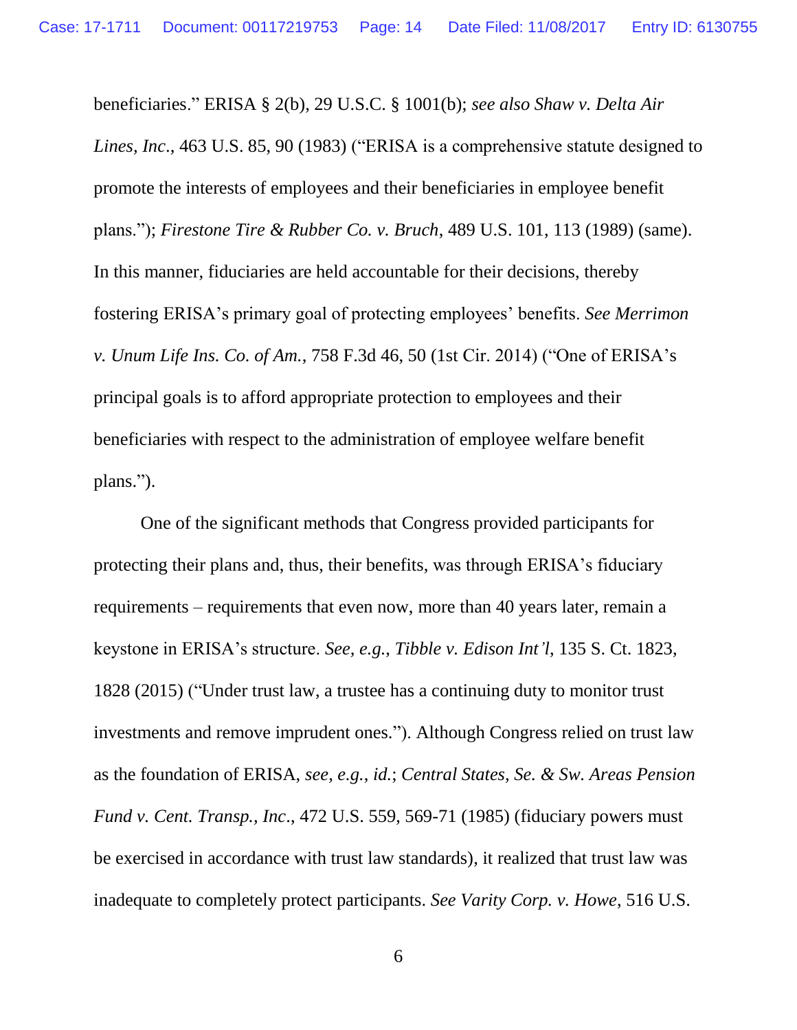beneficiaries." ERISA § 2(b), 29 U.S.C. § 1001(b); *see also Shaw v. Delta Air Lines, Inc*., 463 U.S. 85, 90 (1983) ("ERISA is a comprehensive statute designed to promote the interests of employees and their beneficiaries in employee benefit plans."); *Firestone Tire & Rubber Co. v. Bruch*, 489 U.S. 101, 113 (1989) (same). In this manner, fiduciaries are held accountable for their decisions, thereby fostering ERISA's primary goal of protecting employees' benefits. *See Merrimon v. Unum Life Ins. Co. of Am.*, 758 F.3d 46, 50 (1st Cir. 2014) ("One of ERISA's principal goals is to afford appropriate protection to employees and their beneficiaries with respect to the administration of employee welfare benefit plans.").

One of the significant methods that Congress provided participants for protecting their plans and, thus, their benefits, was through ERISA's fiduciary requirements – requirements that even now, more than 40 years later, remain a keystone in ERISA's structure. *See, e.g.*, *Tibble v. Edison Int'l*, 135 S. Ct. 1823, 1828 (2015) ("Under trust law, a trustee has a continuing duty to monitor trust investments and remove imprudent ones."). Although Congress relied on trust law as the foundation of ERISA, *see, e.g.*, *id.*; *Central States, Se. & Sw. Areas Pension Fund v. Cent. Transp., Inc*., 472 U.S. 559, 569-71 (1985) (fiduciary powers must be exercised in accordance with trust law standards), it realized that trust law was inadequate to completely protect participants. *See Varity Corp. v. Howe*, 516 U.S.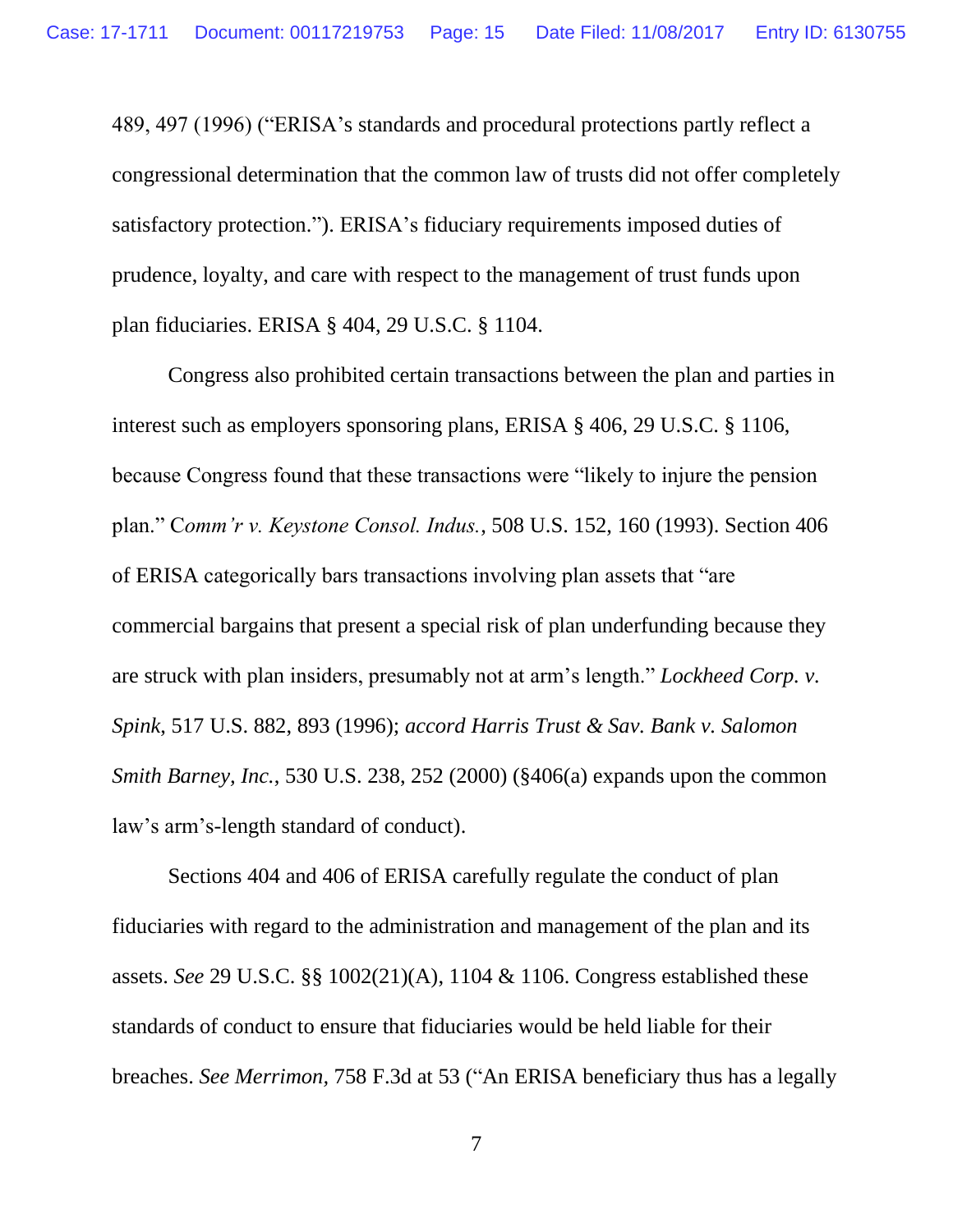489, 497 (1996) ("ERISA's standards and procedural protections partly reflect a congressional determination that the common law of trusts did not offer completely satisfactory protection."). ERISA's fiduciary requirements imposed duties of prudence, loyalty, and care with respect to the management of trust funds upon plan fiduciaries. ERISA § 404, 29 U.S.C. § 1104.

Congress also prohibited certain transactions between the plan and parties in interest such as employers sponsoring plans, ERISA § 406, 29 U.S.C. § 1106, because Congress found that these transactions were "likely to injure the pension plan." C*omm'r v. Keystone Consol. Indus.*, 508 U.S. 152, 160 (1993). Section 406 of ERISA categorically bars transactions involving plan assets that "are commercial bargains that present a special risk of plan underfunding because they are struck with plan insiders, presumably not at arm's length." *Lockheed Corp. v. Spink*, 517 U.S. 882, 893 (1996); *accord Harris Trust & Sav. Bank v. Salomon Smith Barney, Inc.*, 530 U.S. 238, 252 (2000) (§406(a) expands upon the common law's arm's-length standard of conduct).

Sections 404 and 406 of ERISA carefully regulate the conduct of plan fiduciaries with regard to the administration and management of the plan and its assets. *See* 29 U.S.C. §§ 1002(21)(A), 1104 & 1106. Congress established these standards of conduct to ensure that fiduciaries would be held liable for their breaches. *See Merrimon*, 758 F.3d at 53 ("An ERISA beneficiary thus has a legally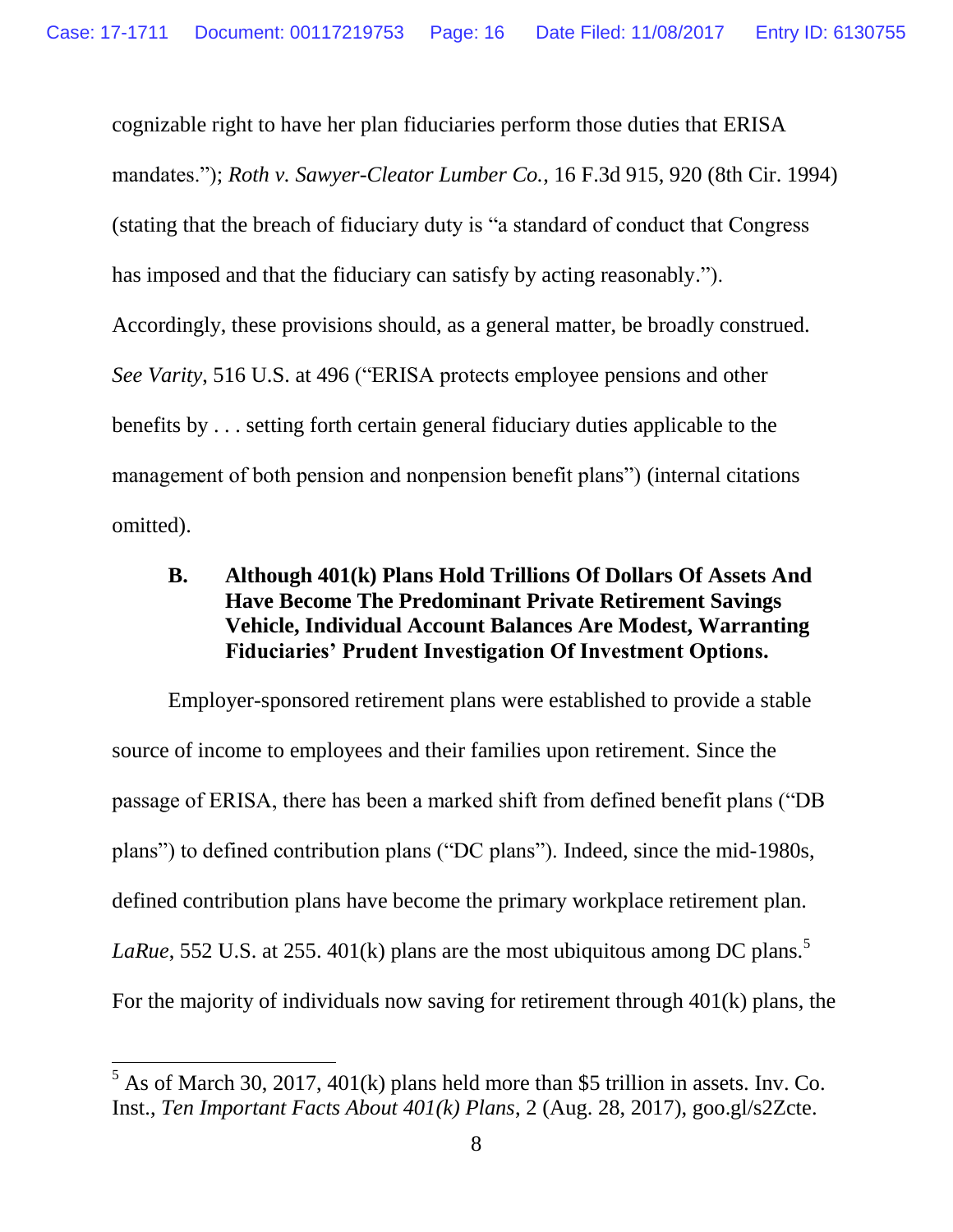cognizable right to have her plan fiduciaries perform those duties that ERISA mandates."); *Roth v. Sawyer-Cleator Lumber Co.*, 16 F.3d 915, 920 (8th Cir. 1994) (stating that the breach of fiduciary duty is "a standard of conduct that Congress has imposed and that the fiduciary can satisfy by acting reasonably."). Accordingly, these provisions should, as a general matter, be broadly construed. *See Varity*, 516 U.S. at 496 ("ERISA protects employee pensions and other benefits by . . . setting forth certain general fiduciary duties applicable to the management of both pension and nonpension benefit plans") (internal citations omitted).

### B. Although 401(k) Plans Hold Trillions Of Dollars Of Assets And Have Become The Predominant Private Retirement Savings Vehicle, Individual Account Balances Are Modest, Warranting Fiduciaries' Prudent Investigation Of Investment Options.

Employer-sponsored retirement plans were established to provide a stable source of income to employees and their families upon retirement. Since the passage of ERISA, there has been a marked shift from defined benefit plans ("DB plans") to defined contribution plans ("DC plans"). Indeed, since the mid-1980s, defined contribution plans have become the primary workplace retirement plan. *LaRue*, 552 U.S. at 255. 401(k) plans are the most ubiquitous among DC plans.[5] For the majority of individuals now saving for retirement through 401(k) plans, the

---

[5] As of March 30, 2017, 401(k) plans held more than $5 trillion in assets. Inv. Co. Inst., *Ten Important Facts About 401(k) Plans*, 2 (Aug. 28, 2017), goo.gl/s2Zcte.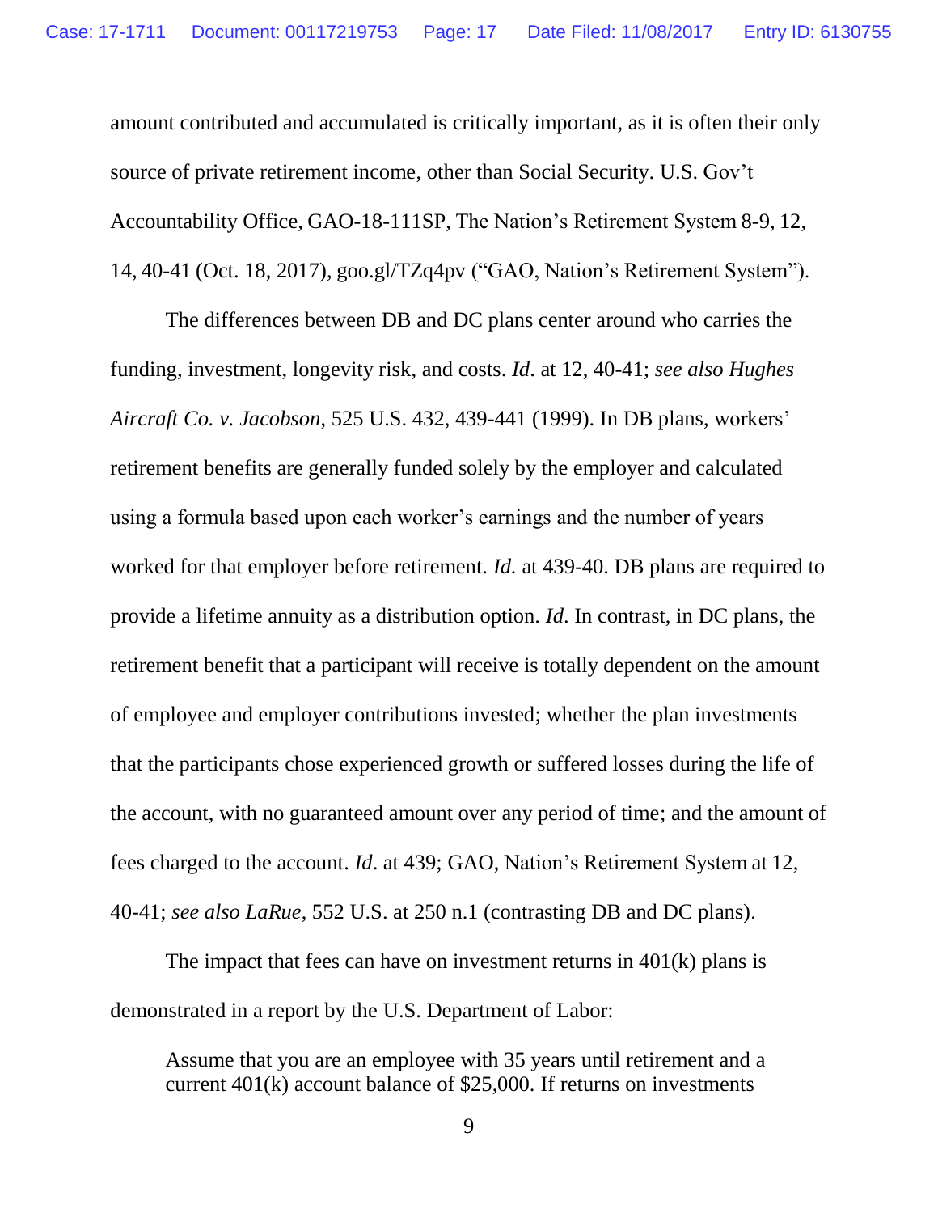amount contributed and accumulated is critically important, as it is often their only source of private retirement income, other than Social Security. U.S. Gov't Accountability Office, GAO-18-111SP, The Nation's Retirement System 8-9, 12, 14, 40-41 (Oct. 18, 2017), goo.gl/TZq4pv ("GAO, Nation's Retirement System").

The differences between DB and DC plans center around who carries the funding, investment, longevity risk, and costs. *Id*. at 12, 40-41; *see also Hughes Aircraft Co. v. Jacobson*, 525 U.S. 432, 439-441 (1999). In DB plans, workers' retirement benefits are generally funded solely by the employer and calculated using a formula based upon each worker's earnings and the number of years worked for that employer before retirement. *Id.* at 439-40. DB plans are required to provide a lifetime annuity as a distribution option. *Id*. In contrast, in DC plans, the retirement benefit that a participant will receive is totally dependent on the amount of employee and employer contributions invested; whether the plan investments that the participants chose experienced growth or suffered losses during the life of the account, with no guaranteed amount over any period of time; and the amount of fees charged to the account. *Id*. at 439; GAO, Nation's Retirement System at 12, 40-41; *see also LaRue*, 552 U.S. at 250 n.1 (contrasting DB and DC plans).

The impact that fees can have on investment returns in 401(k) plans is demonstrated in a report by the U.S. Department of Labor:

> Assume that you are an employee with 35 years until retirement and a current 401(k) account balance of $25,000. If returns on investments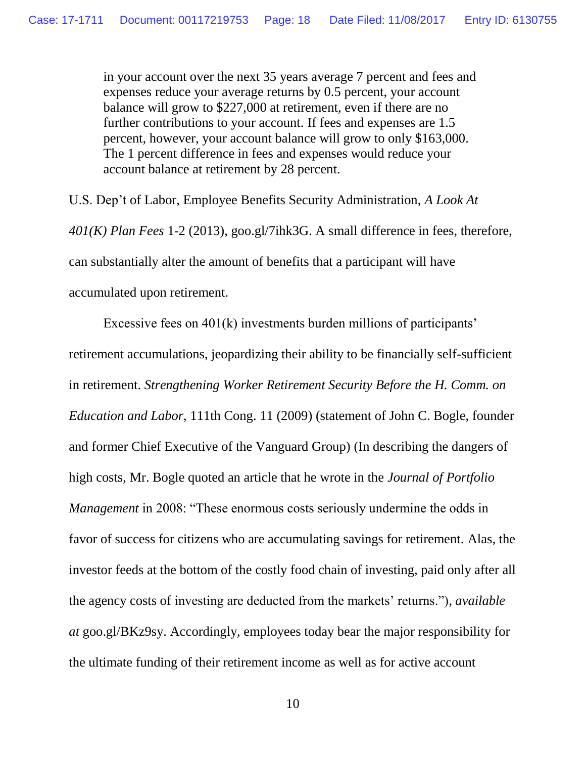> in your account over the next 35 years average 7 percent and fees and expenses reduce your average returns by 0.5 percent, your account balance will grow to $227,000 at retirement, even if there are no further contributions to your account. If fees and expenses are 1.5 percent, however, your account balance will grow to only $163,000. The 1 percent difference in fees and expenses would reduce your account balance at retirement by 28 percent.

U.S. Dep't of Labor, Employee Benefits Security Administration, *A Look At 401(K) Plan Fees* 1-2 (2013), goo.gl/7ihk3G. A small difference in fees, therefore, can substantially alter the amount of benefits that a participant will have accumulated upon retirement.

Excessive fees on 401(k) investments burden millions of participants' retirement accumulations, jeopardizing their ability to be financially self-sufficient in retirement. *Strengthening Worker Retirement Security Before the H. Comm. on Education and Labor*, 111th Cong. 11 (2009) (statement of John C. Bogle, founder and former Chief Executive of the Vanguard Group) (In describing the dangers of high costs, Mr. Bogle quoted an article that he wrote in the *Journal of Portfolio Management* in 2008: "These enormous costs seriously undermine the odds in favor of success for citizens who are accumulating savings for retirement. Alas, the investor feeds at the bottom of the costly food chain of investing, paid only after all the agency costs of investing are deducted from the markets' returns."), *available at* goo.gl/BKz9sy. Accordingly, employees today bear the major responsibility for the ultimate funding of their retirement income as well as for active account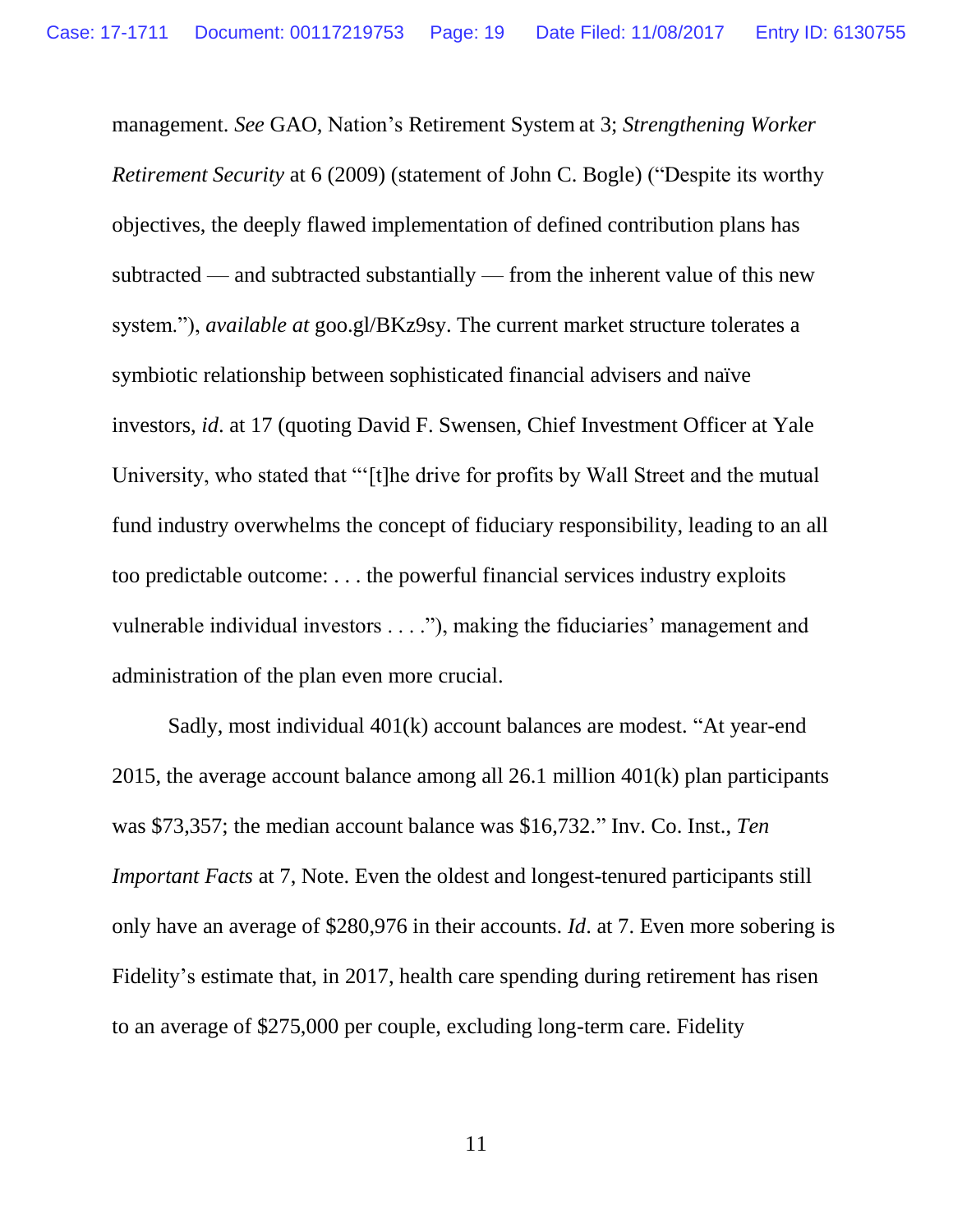management. *See* GAO, Nation's Retirement System at 3; *Strengthening Worker Retirement Security* at 6 (2009) (statement of John C. Bogle) ("Despite its worthy objectives, the deeply flawed implementation of defined contribution plans has subtracted — and subtracted substantially — from the inherent value of this new system."), *available at* goo.gl/BKz9sy. The current market structure tolerates a symbiotic relationship between sophisticated financial advisers and naïve investors, *id*. at 17 (quoting David F. Swensen, Chief Investment Officer at Yale University, who stated that "'[t]he drive for profits by Wall Street and the mutual fund industry overwhelms the concept of fiduciary responsibility, leading to an all too predictable outcome: . . . the powerful financial services industry exploits vulnerable individual investors . . . ."), making the fiduciaries' management and administration of the plan even more crucial.

Sadly, most individual 401(k) account balances are modest. "At year-end 2015, the average account balance among all 26.1 million 401(k) plan participants was $73,357; the median account balance was $16,732." Inv. Co. Inst., *Ten Important Facts* at 7, Note. Even the oldest and longest-tenured participants still only have an average of $280,976 in their accounts. *Id*. at 7. Even more sobering is Fidelity's estimate that, in 2017, health care spending during retirement has risen to an average of $275,000 per couple, excluding long-term care. Fidelity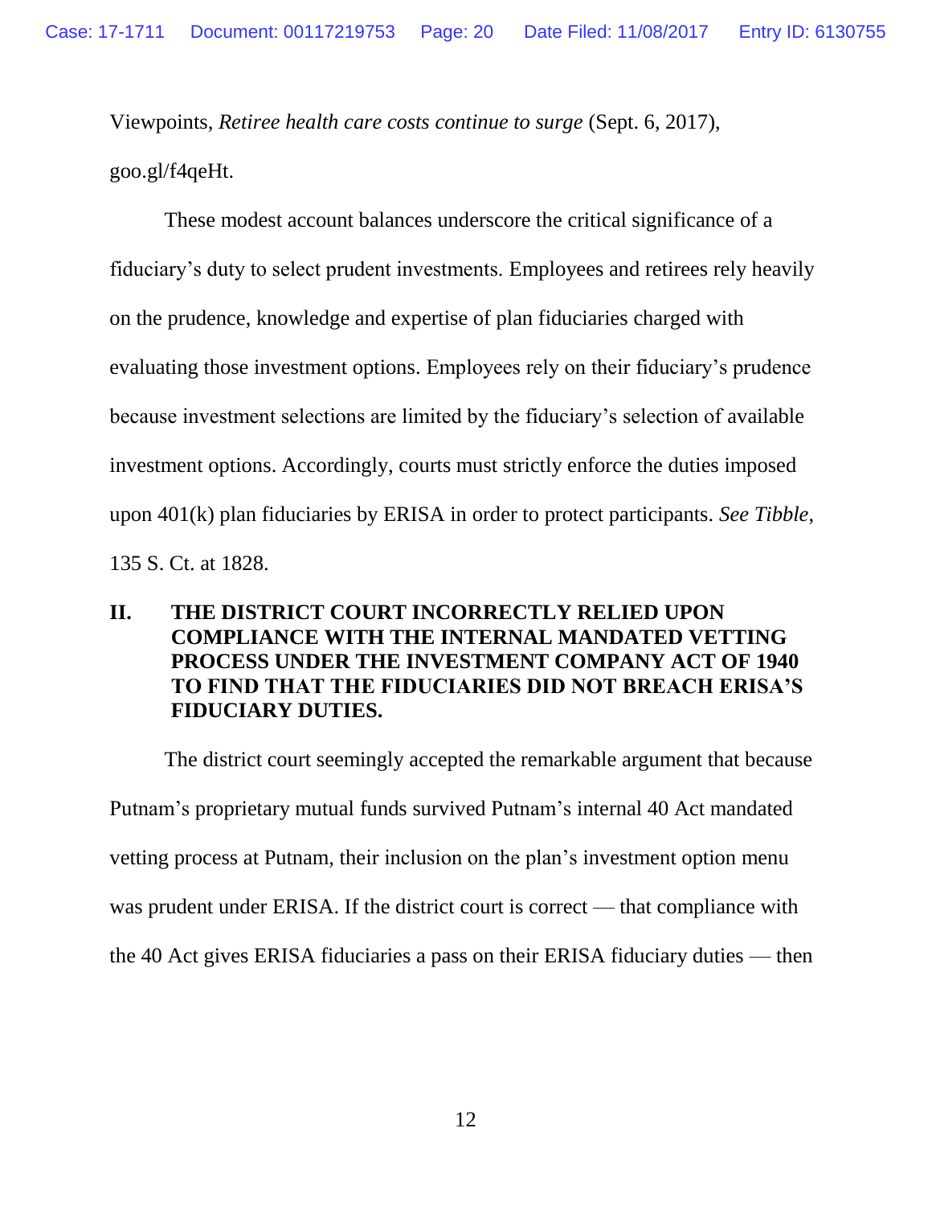Viewpoints, *Retiree health care costs continue to surge* (Sept. 6, 2017), goo.gl/f4qeHt.

These modest account balances underscore the critical significance of a fiduciary's duty to select prudent investments. Employees and retirees rely heavily on the prudence, knowledge and expertise of plan fiduciaries charged with evaluating those investment options. Employees rely on their fiduciary's prudence because investment selections are limited by the fiduciary's selection of available investment options. Accordingly, courts must strictly enforce the duties imposed upon 401(k) plan fiduciaries by ERISA in order to protect participants. *See Tibble*, 135 S. Ct. at 1828.

## II. THE DISTRICT COURT INCORRECTLY RELIED UPON COMPLIANCE WITH THE INTERNAL MANDATED VETTING PROCESS UNDER THE INVESTMENT COMPANY ACT OF 1940 TO FIND THAT THE FIDUCIARIES DID NOT BREACH ERISA'S FIDUCIARY DUTIES.

The district court seemingly accepted the remarkable argument that because Putnam's proprietary mutual funds survived Putnam's internal 40 Act mandated vetting process at Putnam, their inclusion on the plan's investment option menu was prudent under ERISA. If the district court is correct — that compliance with the 40 Act gives ERISA fiduciaries a pass on their ERISA fiduciary duties — then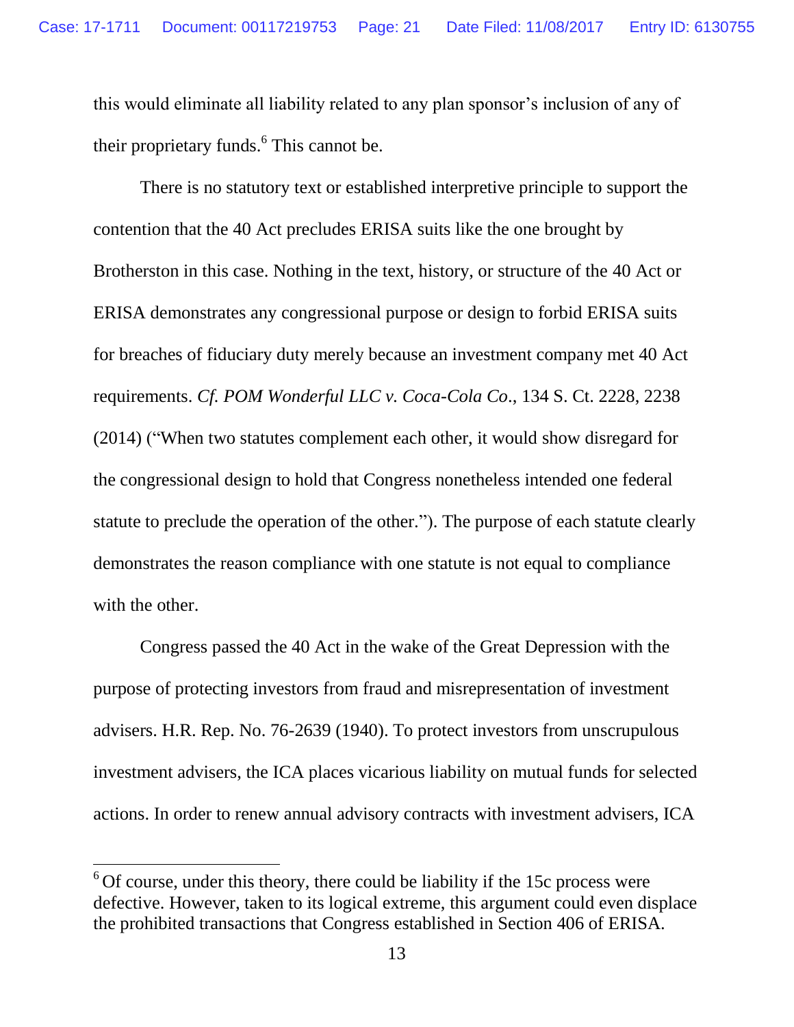this would eliminate all liability related to any plan sponsor's inclusion of any of their proprietary funds.[6] This cannot be.

There is no statutory text or established interpretive principle to support the contention that the 40 Act precludes ERISA suits like the one brought by Brotherston in this case. Nothing in the text, history, or structure of the 40 Act or ERISA demonstrates any congressional purpose or design to forbid ERISA suits for breaches of fiduciary duty merely because an investment company met 40 Act requirements. *Cf. POM Wonderful LLC v. Coca-Cola Co.*, 134 S. Ct. 2228, 2238 (2014) ("When two statutes complement each other, it would show disregard for the congressional design to hold that Congress nonetheless intended one federal statute to preclude the operation of the other."). The purpose of each statute clearly demonstrates the reason compliance with one statute is not equal to compliance with the other.

Congress passed the 40 Act in the wake of the Great Depression with the purpose of protecting investors from fraud and misrepresentation of investment advisers. H.R. Rep. No. 76-2639 (1940). To protect investors from unscrupulous investment advisers, the ICA places vicarious liability on mutual funds for selected actions. In order to renew annual advisory contracts with investment advisers, ICA

[6] Of course, under this theory, there could be liability if the 15c process were defective. However, taken to its logical extreme, this argument could even displace the prohibited transactions that Congress established in Section 406 of ERISA.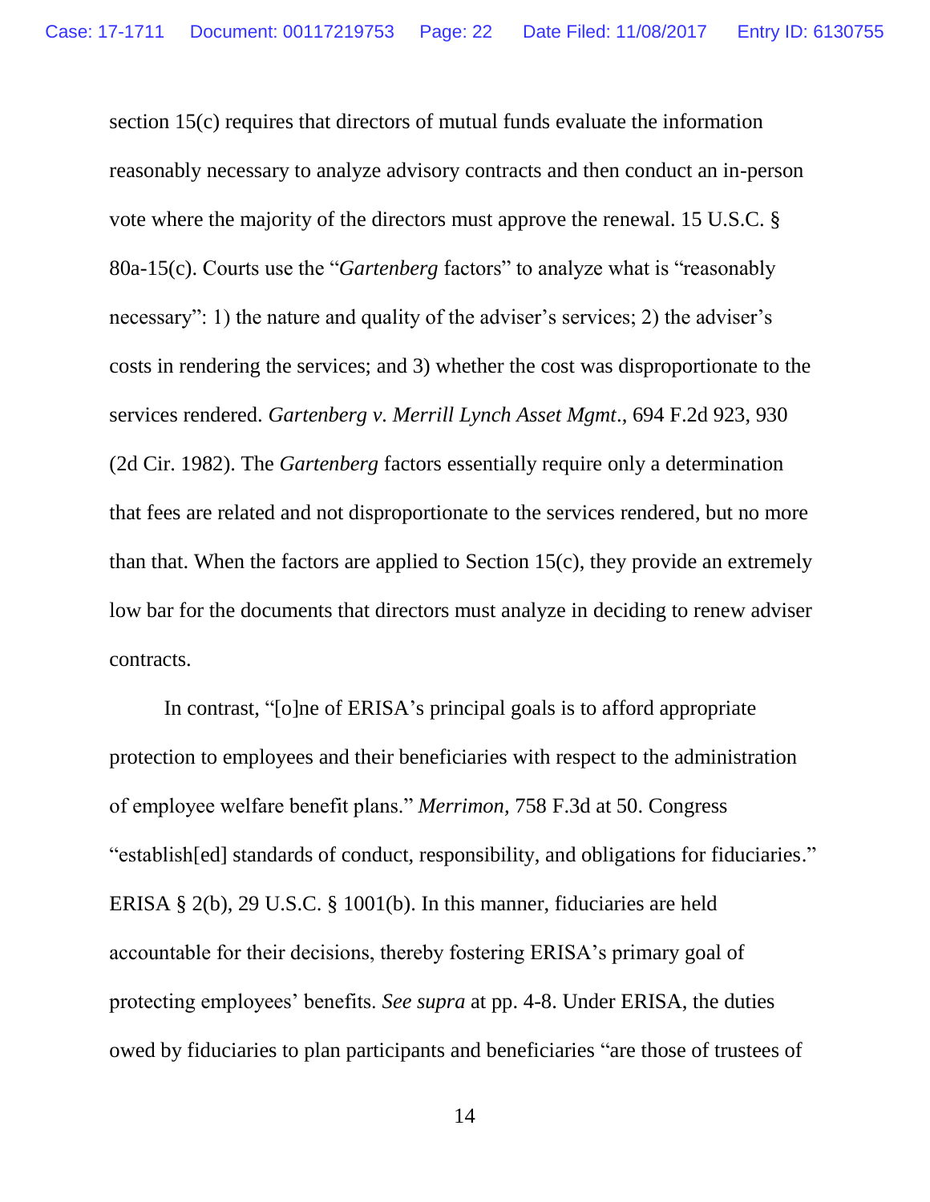section 15(c) requires that directors of mutual funds evaluate the information reasonably necessary to analyze advisory contracts and then conduct an in-person vote where the majority of the directors must approve the renewal. 15 U.S.C. § 80a-15(c). Courts use the "*Gartenberg* factors" to analyze what is "reasonably necessary": 1) the nature and quality of the adviser's services; 2) the adviser's costs in rendering the services; and 3) whether the cost was disproportionate to the services rendered. *Gartenberg v. Merrill Lynch Asset Mgmt*., 694 F.2d 923, 930 (2d Cir. 1982). The *Gartenberg* factors essentially require only a determination that fees are related and not disproportionate to the services rendered, but no more than that. When the factors are applied to Section 15(c), they provide an extremely low bar for the documents that directors must analyze in deciding to renew adviser contracts.

In contrast, "[o]ne of ERISA's principal goals is to afford appropriate protection to employees and their beneficiaries with respect to the administration of employee welfare benefit plans." *Merrimon*, 758 F.3d at 50. Congress "establish[ed] standards of conduct, responsibility, and obligations for fiduciaries." ERISA § 2(b), 29 U.S.C. § 1001(b). In this manner, fiduciaries are held accountable for their decisions, thereby fostering ERISA's primary goal of protecting employees' benefits. *See supra* at pp. 4-8. Under ERISA, the duties owed by fiduciaries to plan participants and beneficiaries "are those of trustees of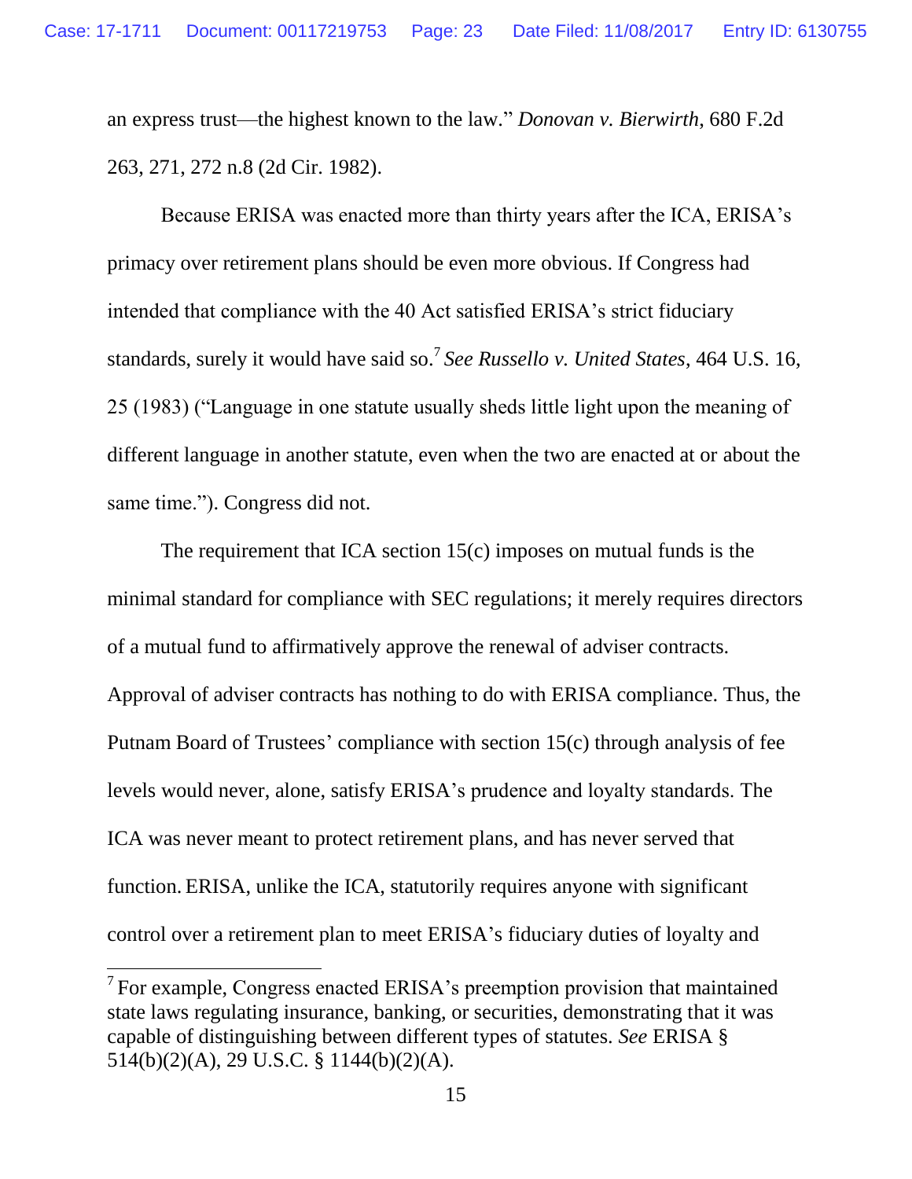an express trust—the highest known to the law." *Donovan v. Bierwirth*, 680 F.2d 263, 271, 272 n.8 (2d Cir. 1982).

Because ERISA was enacted more than thirty years after the ICA, ERISA's primacy over retirement plans should be even more obvious. If Congress had intended that compliance with the 40 Act satisfied ERISA's strict fiduciary standards, surely it would have said so.[7] *See Russello v. United States*, 464 U.S. 16, 25 (1983) ("Language in one statute usually sheds little light upon the meaning of different language in another statute, even when the two are enacted at or about the same time."). Congress did not.

The requirement that ICA section 15(c) imposes on mutual funds is the minimal standard for compliance with SEC regulations; it merely requires directors of a mutual fund to affirmatively approve the renewal of adviser contracts. Approval of adviser contracts has nothing to do with ERISA compliance. Thus, the Putnam Board of Trustees' compliance with section 15(c) through analysis of fee levels would never, alone, satisfy ERISA's prudence and loyalty standards. The ICA was never meant to protect retirement plans, and has never served that function. ERISA, unlike the ICA, statutorily requires anyone with significant control over a retirement plan to meet ERISA's fiduciary duties of loyalty and

---

[7] For example, Congress enacted ERISA's preemption provision that maintained state laws regulating insurance, banking, or securities, demonstrating that it was capable of distinguishing between different types of statutes. *See* ERISA § 514(b)(2)(A), 29 U.S.C. § 1144(b)(2)(A).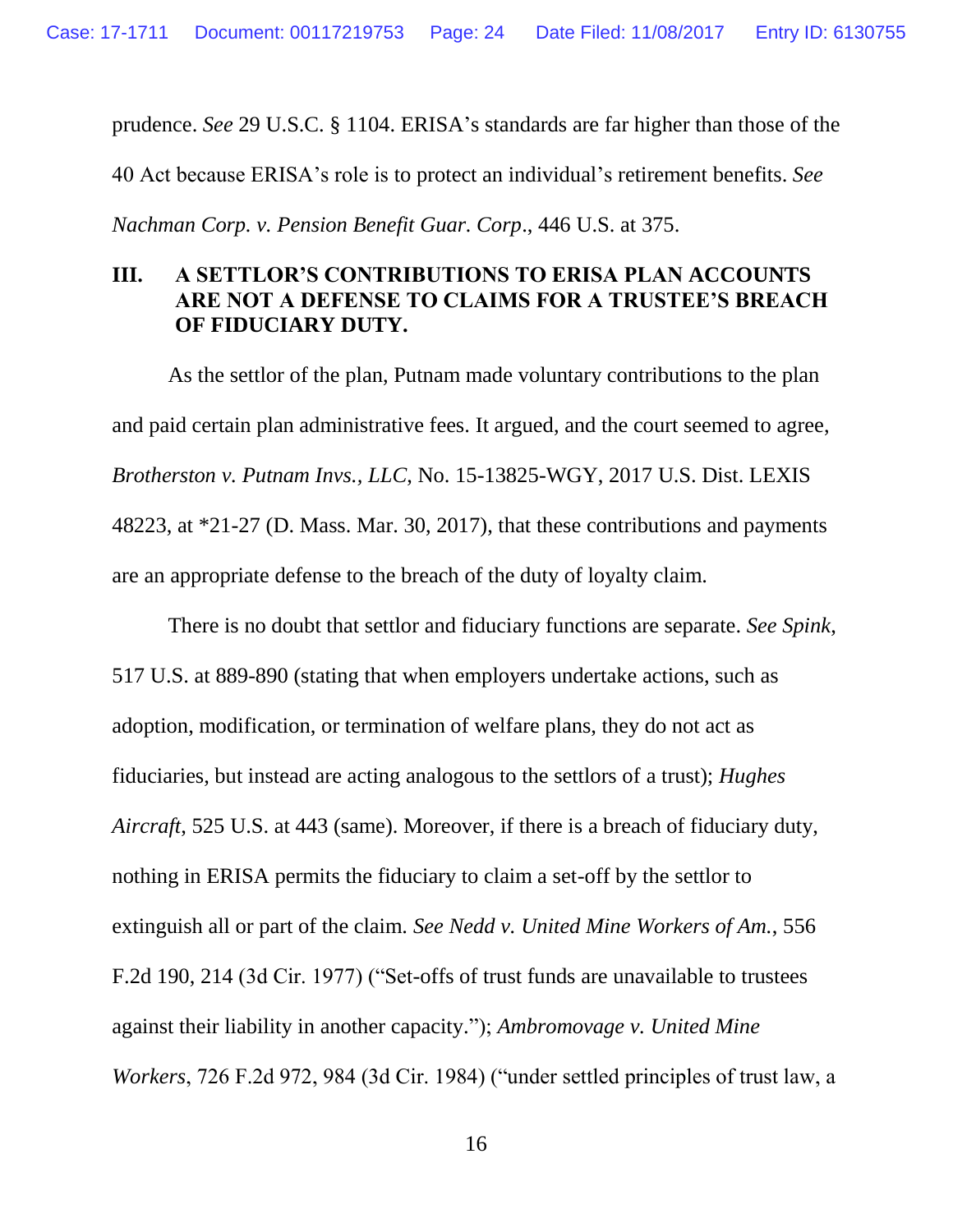prudence. *See* 29 U.S.C. § 1104. ERISA's standards are far higher than those of the 40 Act because ERISA's role is to protect an individual's retirement benefits. *See Nachman Corp. v. Pension Benefit Guar. Corp*., 446 U.S. at 375.

## III. A SETTLOR'S CONTRIBUTIONS TO ERISA PLAN ACCOUNTS ARE NOT A DEFENSE TO CLAIMS FOR A TRUSTEE'S BREACH OF FIDUCIARY DUTY.

As the settlor of the plan, Putnam made voluntary contributions to the plan and paid certain plan administrative fees. It argued, and the court seemed to agree, *Brotherston v. Putnam Invs., LLC*, No. 15-13825-WGY, 2017 U.S. Dist. LEXIS 48223, at *21-27 (D. Mass. Mar. 30, 2017), that these contributions and payments are an appropriate defense to the breach of the duty of loyalty claim.

There is no doubt that settlor and fiduciary functions are separate. *See Spink*, 517 U.S. at 889-890 (stating that when employers undertake actions, such as adoption, modification, or termination of welfare plans, they do not act as fiduciaries, but instead are acting analogous to the settlors of a trust); *Hughes Aircraft*, 525 U.S. at 443 (same). Moreover, if there is a breach of fiduciary duty, nothing in ERISA permits the fiduciary to claim a set-off by the settlor to extinguish all or part of the claim. *See Nedd v. United Mine Workers of Am.*, 556 F.2d 190, 214 (3d Cir. 1977) ("Set-offs of trust funds are unavailable to trustees against their liability in another capacity."); *Ambromovage v. United Mine Workers*, 726 F.2d 972, 984 (3d Cir. 1984) ("under settled principles of trust law, a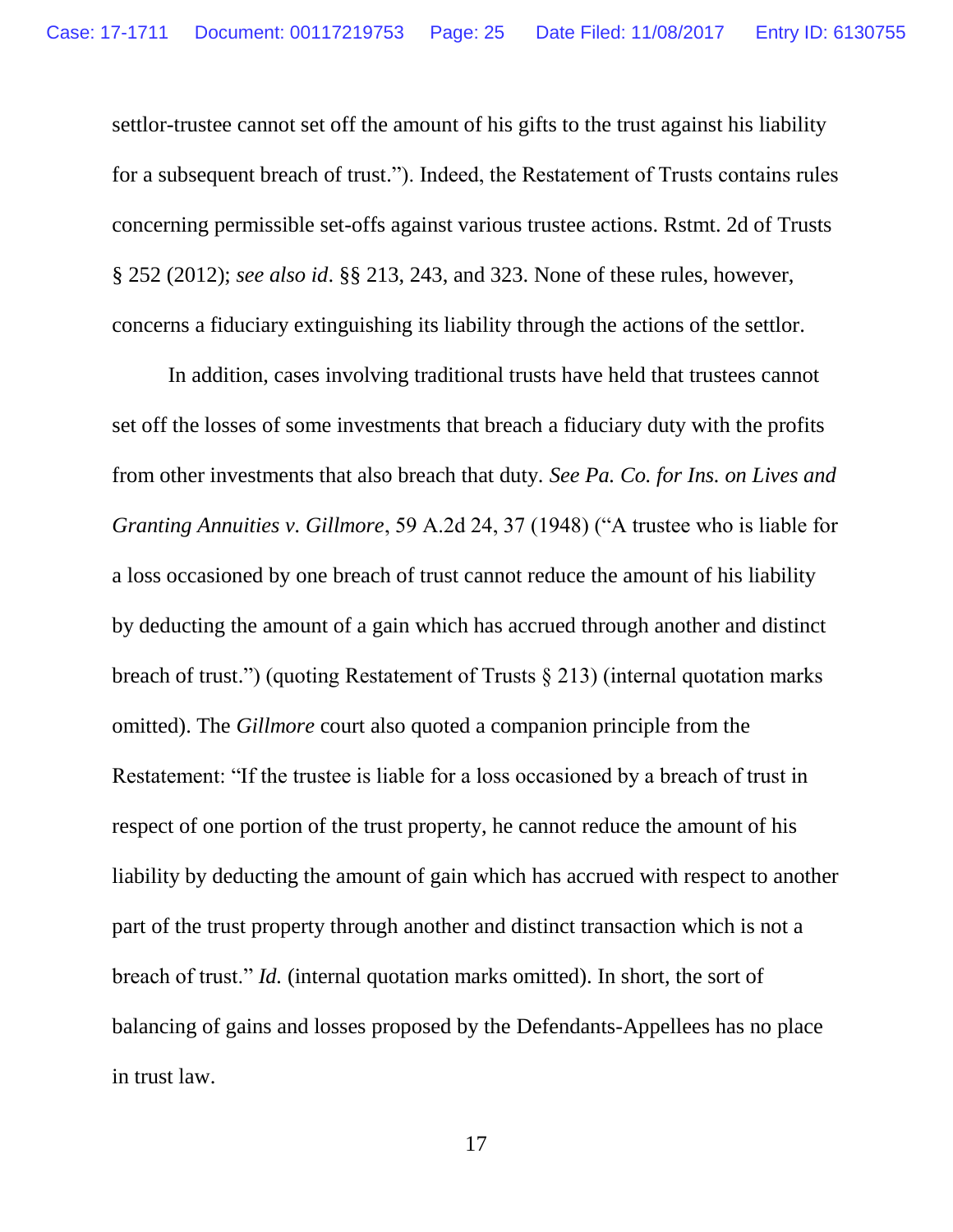settlor-trustee cannot set off the amount of his gifts to the trust against his liability for a subsequent breach of trust."). Indeed, the Restatement of Trusts contains rules concerning permissible set-offs against various trustee actions. Rstmt. 2d of Trusts § 252 (2012); *see also id*. §§ 213, 243, and 323. None of these rules, however, concerns a fiduciary extinguishing its liability through the actions of the settlor.

In addition, cases involving traditional trusts have held that trustees cannot set off the losses of some investments that breach a fiduciary duty with the profits from other investments that also breach that duty. *See Pa. Co. for Ins. on Lives and Granting Annuities v. Gillmore*, 59 A.2d 24, 37 (1948) ("A trustee who is liable for a loss occasioned by one breach of trust cannot reduce the amount of his liability by deducting the amount of a gain which has accrued through another and distinct breach of trust.") (quoting Restatement of Trusts § 213) (internal quotation marks omitted). The *Gillmore* court also quoted a companion principle from the Restatement: "If the trustee is liable for a loss occasioned by a breach of trust in respect of one portion of the trust property, he cannot reduce the amount of his liability by deducting the amount of gain which has accrued with respect to another part of the trust property through another and distinct transaction which is not a breach of trust." *Id.* (internal quotation marks omitted). In short, the sort of balancing of gains and losses proposed by the Defendants-Appellees has no place in trust law.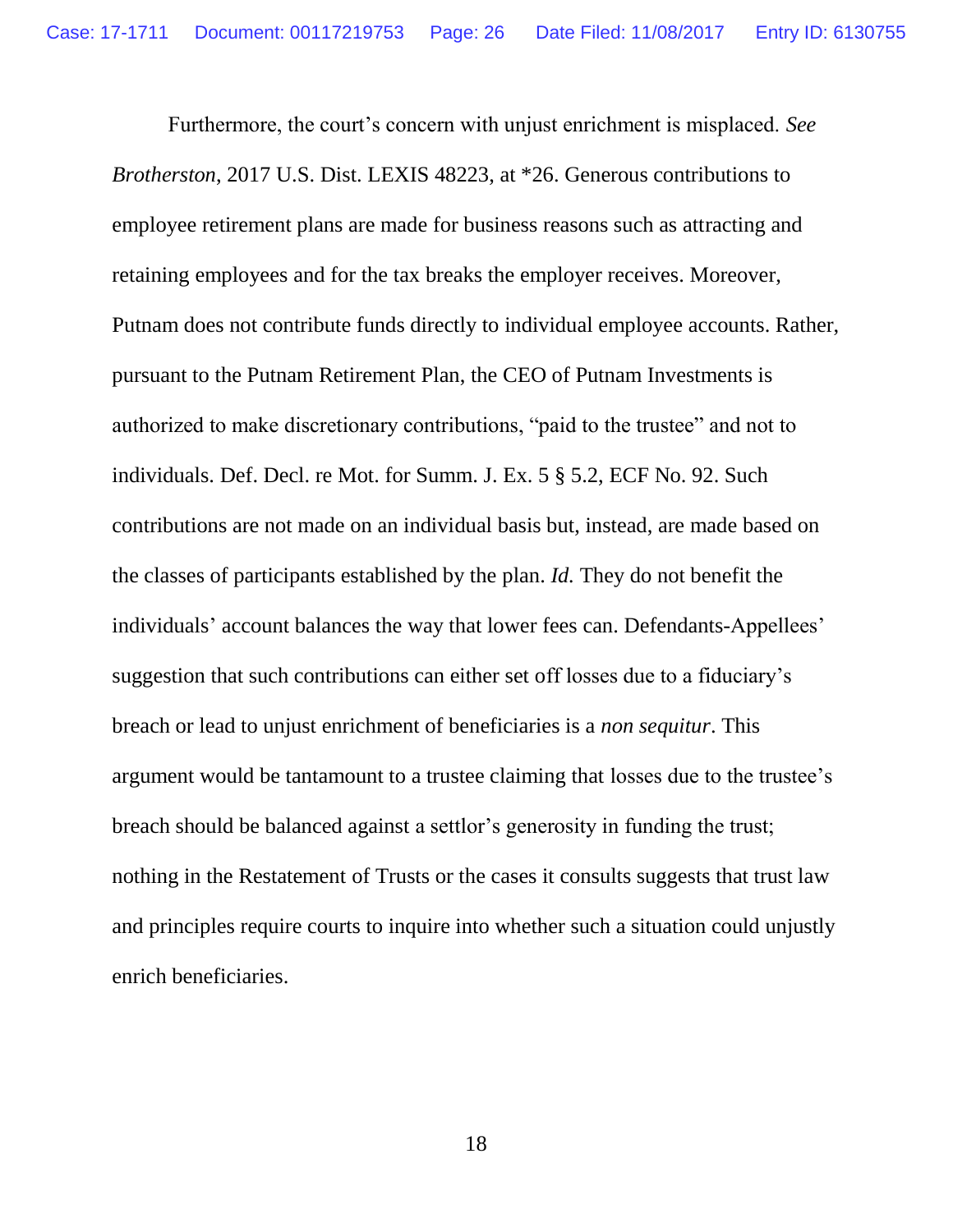Furthermore, the court's concern with unjust enrichment is misplaced. *See Brotherston*, 2017 U.S. Dist. LEXIS 48223, at *26. Generous contributions to employee retirement plans are made for business reasons such as attracting and retaining employees and for the tax breaks the employer receives. Moreover, Putnam does not contribute funds directly to individual employee accounts. Rather, pursuant to the Putnam Retirement Plan, the CEO of Putnam Investments is authorized to make discretionary contributions, "paid to the trustee" and not to individuals. Def. Decl. re Mot. for Summ. J. Ex. 5 § 5.2, ECF No. 92. Such contributions are not made on an individual basis but, instead, are made based on the classes of participants established by the plan. *Id.* They do not benefit the individuals' account balances the way that lower fees can. Defendants-Appellees' suggestion that such contributions can either set off losses due to a fiduciary's breach or lead to unjust enrichment of beneficiaries is a *non sequitur*. This argument would be tantamount to a trustee claiming that losses due to the trustee's breach should be balanced against a settlor's generosity in funding the trust; nothing in the Restatement of Trusts or the cases it consults suggests that trust law and principles require courts to inquire into whether such a situation could unjustly enrich beneficiaries.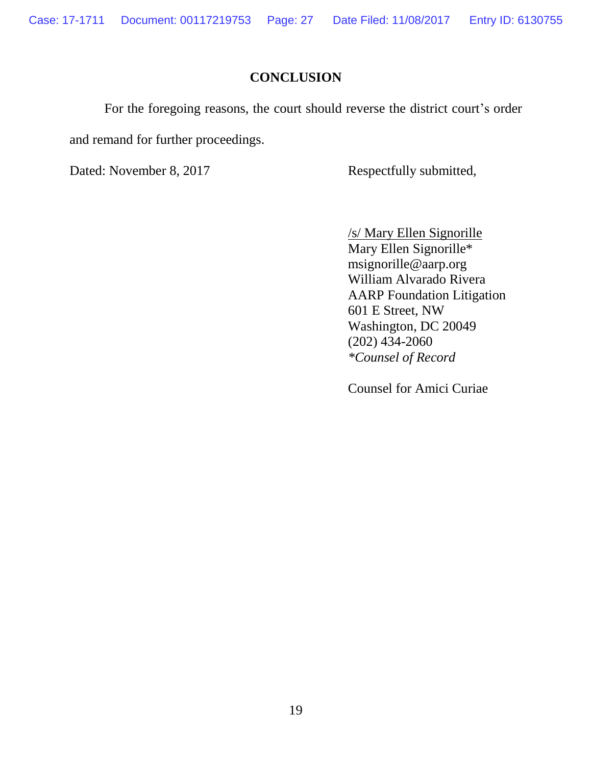## CONCLUSION

For the foregoing reasons, the court should reverse the district court's order and remand for further proceedings.

Dated: November 8, 2017

Respectfully submitted,

/s/ Mary Ellen Signorille
Mary Ellen Signorille*
msignorille@aarp.org
William Alvarado Rivera
AARP Foundation Litigation
601 E Street, NW
Washington, DC 20049
(202) 434-2060
*\*Counsel of Record*

Counsel for Amici Curiae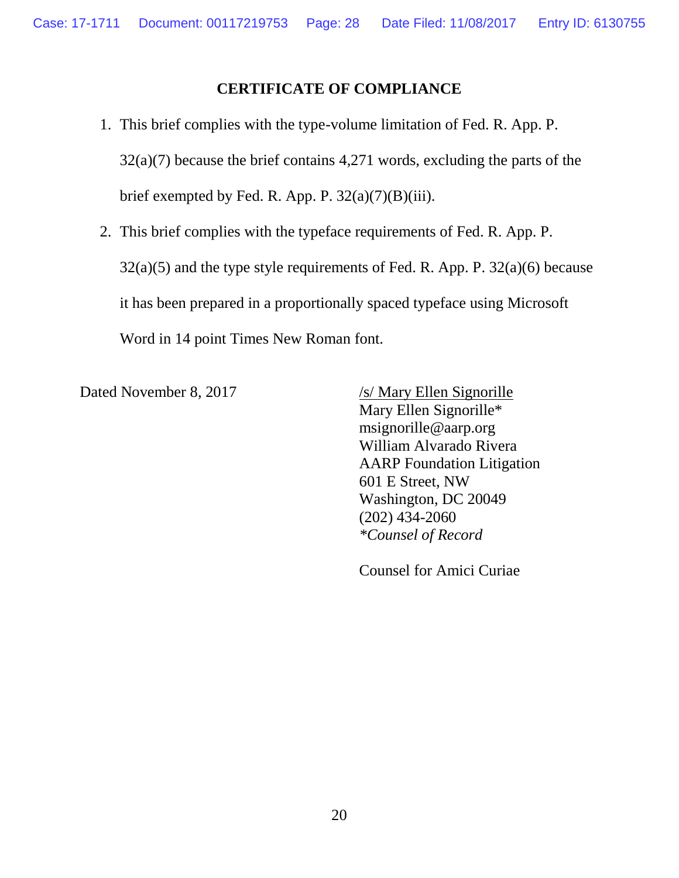## CERTIFICATE OF COMPLIANCE

1. This brief complies with the type-volume limitation of Fed. R. App. P. 32(a)(7) because the brief contains 4,271 words, excluding the parts of the brief exempted by Fed. R. App. P. 32(a)(7)(B)(iii).

2. This brief complies with the typeface requirements of Fed. R. App. P. 32(a)(5) and the type style requirements of Fed. R. App. P. 32(a)(6) because it has been prepared in a proportionally spaced typeface using Microsoft Word in 14 point Times New Roman font.

Dated November 8, 2017

/s/ Mary Ellen Signorille
Mary Ellen Signorille*
msignorille@aarp.org
William Alvarado Rivera
AARP Foundation Litigation
601 E Street, NW
Washington, DC 20049
(202) 434-2060
*\*Counsel of Record*

Counsel for Amici Curiae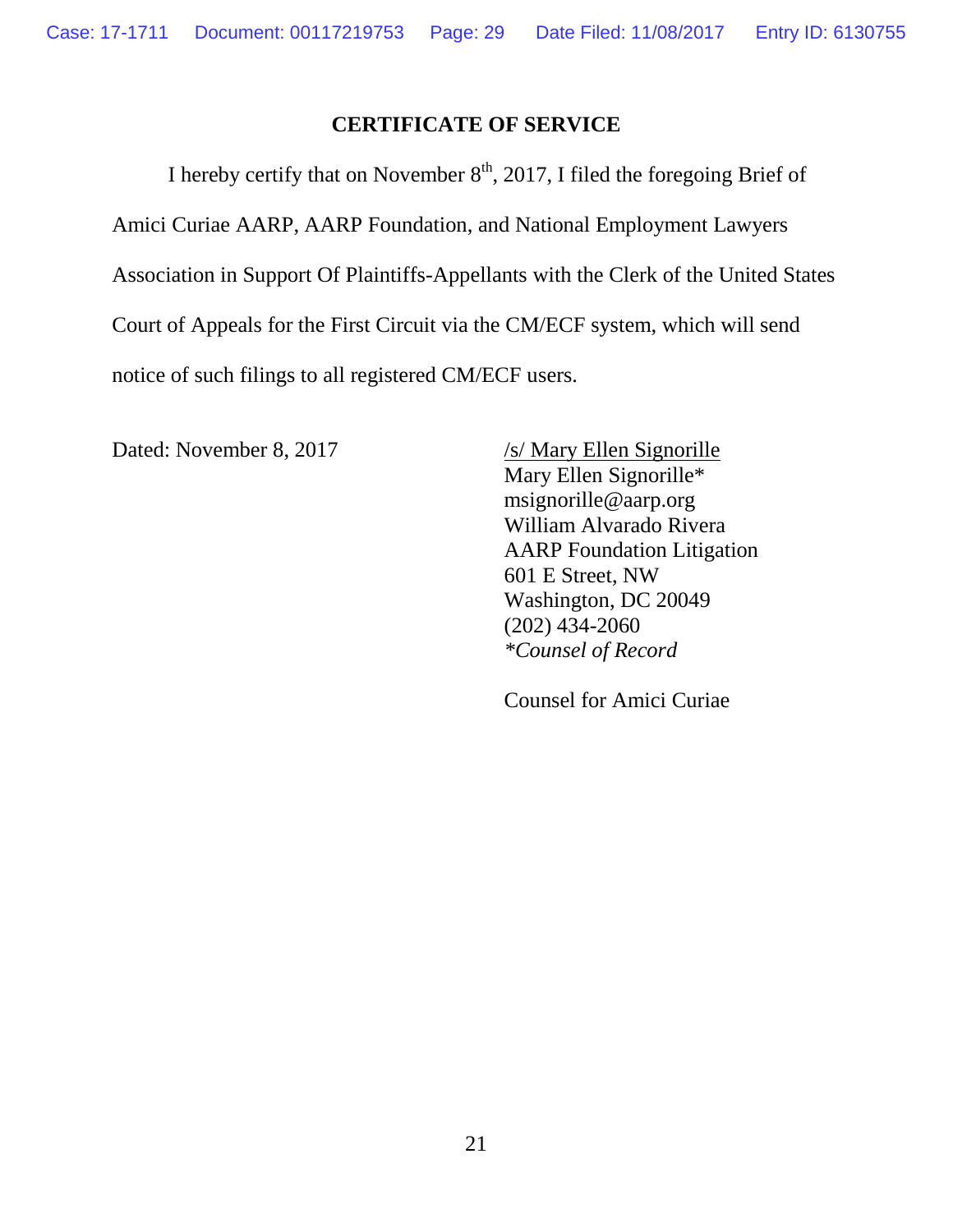## CERTIFICATE OF SERVICE

I hereby certify that on November 8th, 2017, I filed the foregoing Brief of Amici Curiae AARP, AARP Foundation, and National Employment Lawyers Association in Support Of Plaintiffs-Appellants with the Clerk of the United States Court of Appeals for the First Circuit via the CM/ECF system, which will send notice of such filings to all registered CM/ECF users.

Dated: November 8, 2017

/s/ Mary Ellen Signorille
Mary Ellen Signorille*
msignorille@aarp.org
William Alvarado Rivera
AARP Foundation Litigation
601 E Street, NW
Washington, DC 20049
(202) 434-2060
*\*Counsel of Record*

Counsel for Amici Curiae